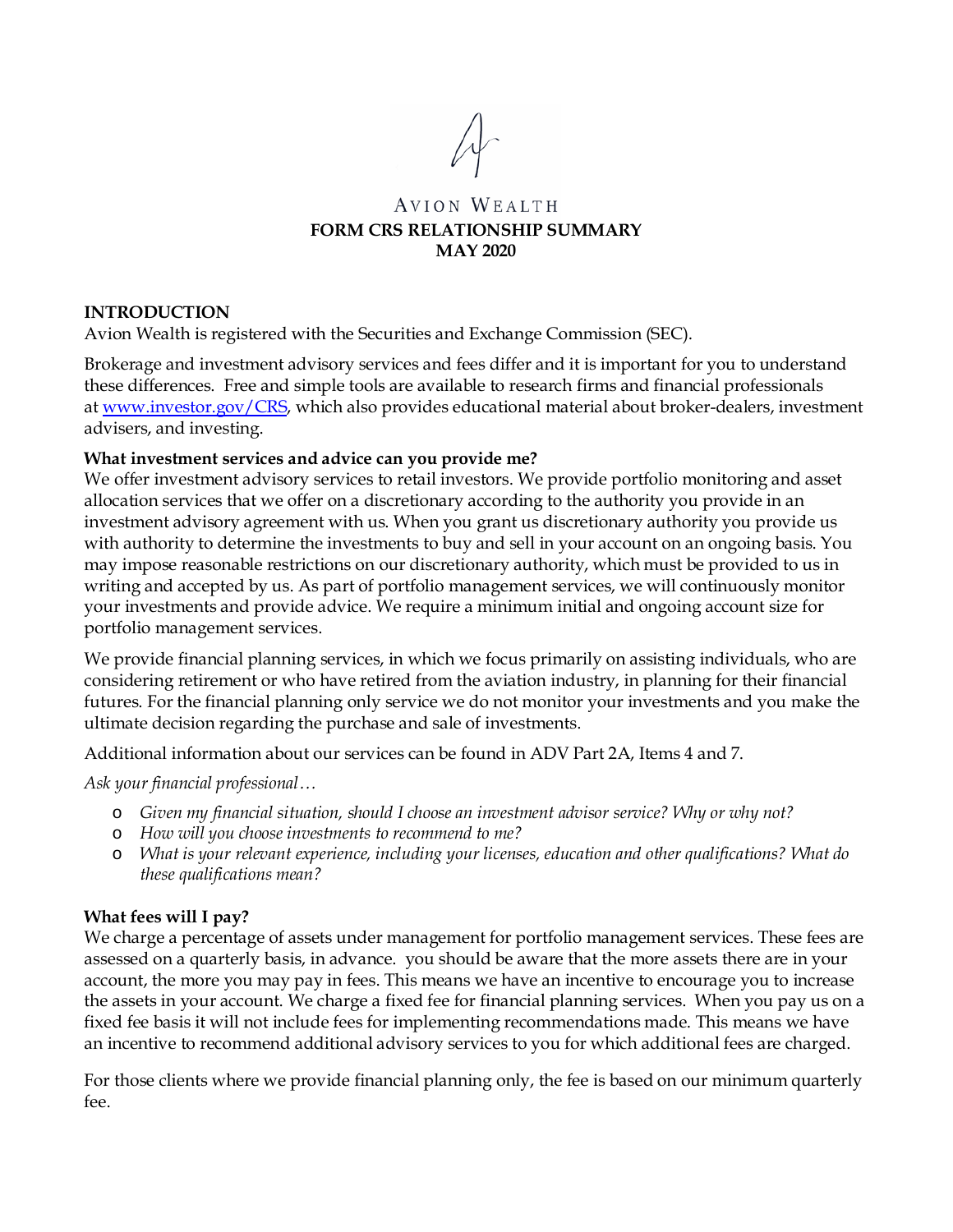# AVION WEALTH

## FORM CRS RELATIONSHIP SUMMARY

## MAY 2020

### INTRODUCTION

Avion Wealth is registered with the Securities and Exchange Commission (SEC).

Brokerage and investment advisory services and fees differ and it is important for you to understand these differences. Free and simple tools are available to research firms and financial professionals at [www.investor.gov/CRS](http://www.investor.gov/CRS), which also provides educational material about broker-dealers, investment advisers, and investing.

**What investment services and advice can you provide me?**

We offer investment advisory services to retail investors. We provide portfolio monitoring and asset allocation services that we offer on a discretionary according to the authority you provide in an investment advisory agreement with us. When you grant us discretionary authority you provide us with authority to determine the investments to buy and sell in your account on an ongoing basis. You may impose reasonable restrictions on our discretionary authority, which must be provided to us in writing and accepted by us. As part of portfolio management services, we will continuously monitor your investments and provide advice. We require a minimum initial and ongoing account size for portfolio management services.

We provide financial planning services, in which we focus primarily on assisting individuals, who are considering retirement or who have retired from the aviation industry, in planning for their financial futures. For the financial planning only service we do not monitor your investments and you make the ultimate decision regarding the purchase and sale of investments.

Additional information about our services can be found in ADV Part 2A, Items 4 and 7.

*Ask your financial professional…*

- *Given my financial situation, should I choose an investment advisor service? Why or why not?*
- *How will you choose investments to recommend to me?*
- *What is your relevant experience, including your licenses, education and other qualifications? What do these qualifications mean?*

**What fees will I pay?**

We charge a percentage of assets under management for portfolio management services. These fees are assessed on a quarterly basis, in advance. you should be aware that the more assets there are in your account, the more you may pay in fees. This means we have an incentive to encourage you to increase the assets in your account. We charge a fixed fee for financial planning services. When you pay us on a fixed fee basis it will not include fees for implementing recommendations made. This means we have an incentive to recommend additional advisory services to you for which additional fees are charged.

For those clients where we provide financial planning only, the fee is based on our minimum quarterly fee.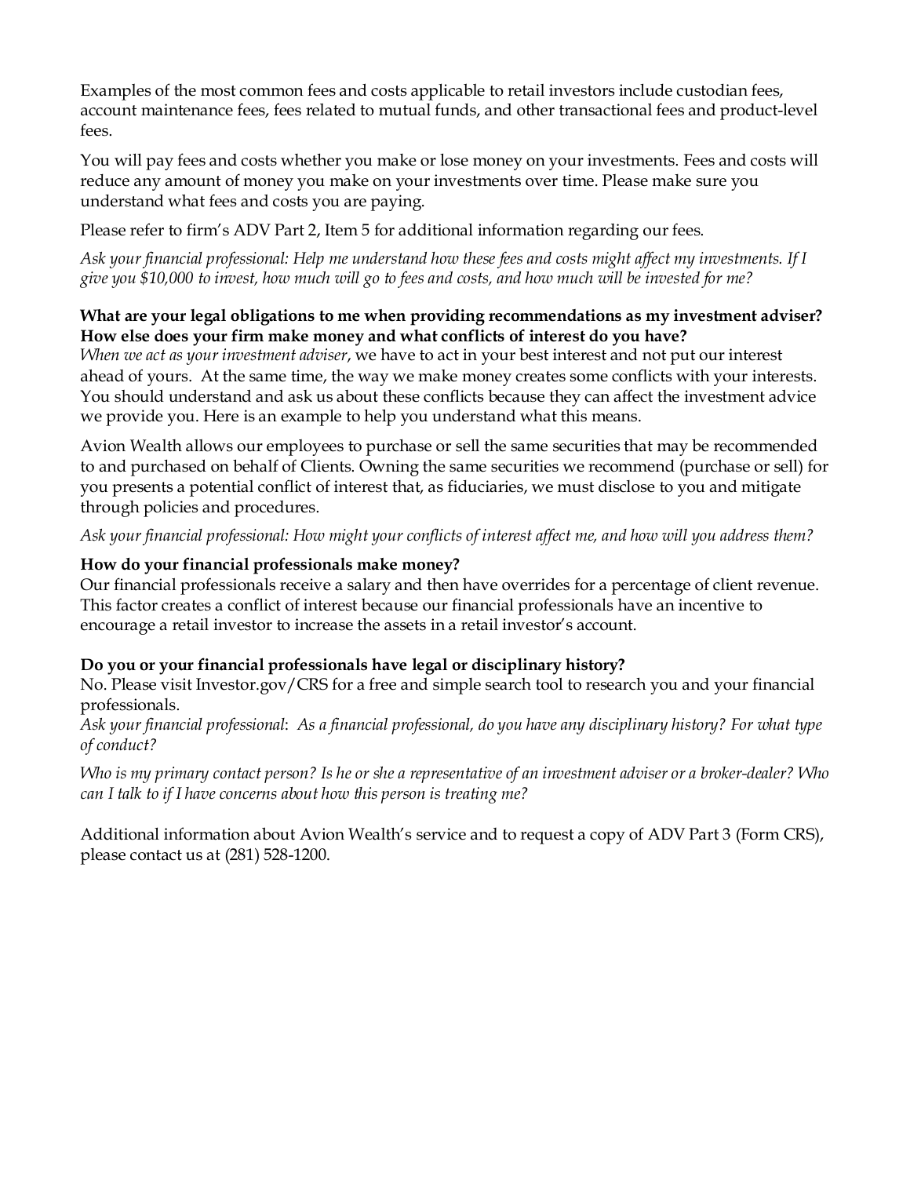Examples of the most common fees and costs applicable to retail investors include custodian fees, account maintenance fees, fees related to mutual funds, and other transactional fees and product-level fees.

You will pay fees and costs whether you make or lose money on your investments. Fees and costs will reduce any amount of money you make on your investments over time. Please make sure you understand what fees and costs you are paying.

Please refer to firm's ADV Part 2, Item 5 for additional information regarding our fees.

*Ask your financial professional: Help me understand how these fees and costs might affect my investments. If I give you $10,000 to invest, how much will go to fees and costs, and how much will be invested for me?*

**What are your legal obligations to me when providing recommendations as my investment adviser? How else does your firm make money and what conflicts of interest do you have?**

*When we act as your investment adviser*, we have to act in your best interest and not put our interest ahead of yours. At the same time, the way we make money creates some conflicts with your interests. You should understand and ask us about these conflicts because they can affect the investment advice we provide you. Here is an example to help you understand what this means.

Avion Wealth allows our employees to purchase or sell the same securities that may be recommended to and purchased on behalf of Clients. Owning the same securities we recommend (purchase or sell) for you presents a potential conflict of interest that, as fiduciaries, we must disclose to you and mitigate through policies and procedures.

*Ask your financial professional: How might your conflicts of interest affect me, and how will you address them?*

**How do your financial professionals make money?**

Our financial professionals receive a salary and then have overrides for a percentage of client revenue. This factor creates a conflict of interest because our financial professionals have an incentive to encourage a retail investor to increase the assets in a retail investor's account.

**Do you or your financial professionals have legal or disciplinary history?**

No. Please visit Investor.gov/CRS for a free and simple search tool to research you and your financial professionals.

*Ask your financial professional*: *As a financial professional, do you have any disciplinary history? For what type of conduct?*

*Who is my primary contact person? Is he or she a representative of an investment adviser or a broker-dealer? Who can I talk to if I have concerns about how this person is treating me?*

Additional information about Avion Wealth's service and to request a copy of ADV Part 3 (Form CRS), please contact us at (281) 528-1200.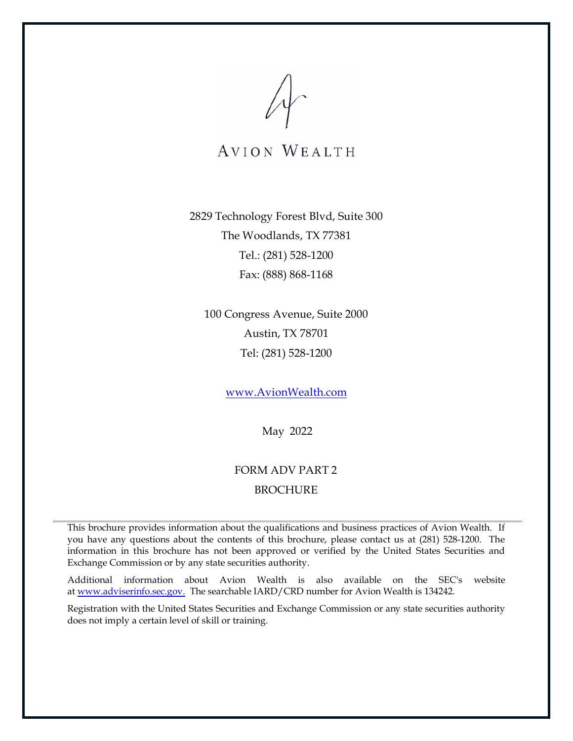AVION WEALTH

2829 Technology Forest Blvd, Suite 300

The Woodlands, TX 77381

Tel.: (281) 528-1200

Fax: (888) 868-1168

100 Congress Avenue, Suite 2000

Austin, TX 78701

Tel: (281) 528-1200

www.AvionWealth.com

May 2022

FORM ADV PART 2

BROCHURE

---

This brochure provides information about the qualifications and business practices of Avion Wealth. If you have any questions about the contents of this brochure, please contact us at (281) 528-1200. The information in this brochure has not been approved or verified by the United States Securities and Exchange Commission or by any state securities authority.

Additional information about Avion Wealth is also available on the SEC's website at www.adviserinfo.sec.gov. The searchable IARD/CRD number for Avion Wealth is 134242.

Registration with the United States Securities and Exchange Commission or any state securities authority does not imply a certain level of skill or training.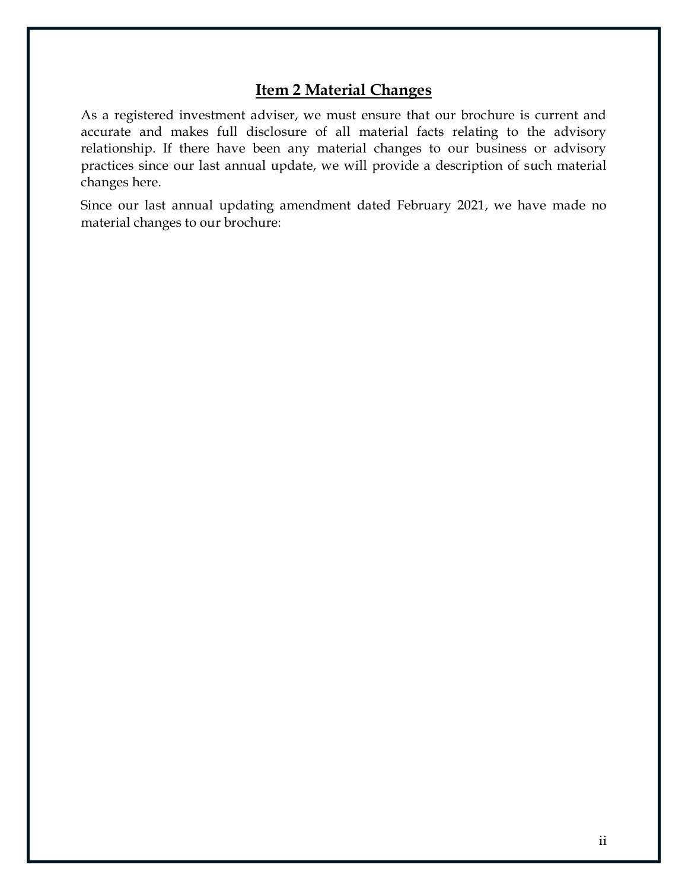## Item 2 Material Changes

As a registered investment adviser, we must ensure that our brochure is current and accurate and makes full disclosure of all material facts relating to the advisory relationship. If there have been any material changes to our business or advisory practices since our last annual update, we will provide a description of such material changes here.

Since our last annual updating amendment dated February 2021, we have made no material changes to our brochure: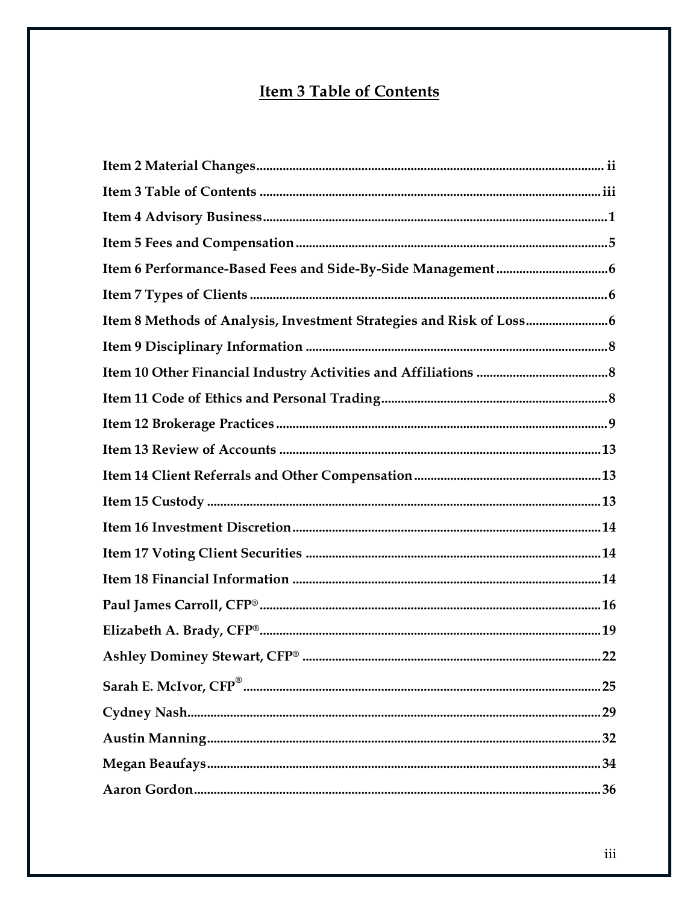# Item 3 Table of Contents

**Item 2 Material Changes** ........................................ ii

**Item 3 Table of Contents** ........................................ iii

**Item 4 Advisory Business** ........................................ 1

**Item 5 Fees and Compensation** ........................................ 5

**Item 6 Performance-Based Fees and Side-By-Side Management** ........................................ 6

**Item 7 Types of Clients** ........................................ 6

**Item 8 Methods of Analysis, Investment Strategies and Risk of Loss** ........................................ 6

**Item 9 Disciplinary Information** ........................................ 8

**Item 10 Other Financial Industry Activities and Affiliations** ........................................ 8

**Item 11 Code of Ethics and Personal Trading** ........................................ 8

**Item 12 Brokerage Practices** ........................................ 9

**Item 13 Review of Accounts** ........................................ 13

**Item 14 Client Referrals and Other Compensation** ........................................ 13

**Item 15 Custody** ........................................ 13

**Item 16 Investment Discretion** ........................................ 14

**Item 17 Voting Client Securities** ........................................ 14

**Item 18 Financial Information** ........................................ 14

**Paul James Carroll, CFP®** ........................................ 16

**Elizabeth A. Brady, CFP®** ........................................ 19

**Ashley Dominey Stewart, CFP®** ........................................ 22

**Sarah E. McIvor, CFP®** ........................................ 25

**Cydney Nash** ........................................ 29

**Austin Manning** ........................................ 32

**Megan Beaufays** ........................................ 34

**Aaron Gordon** ........................................ 36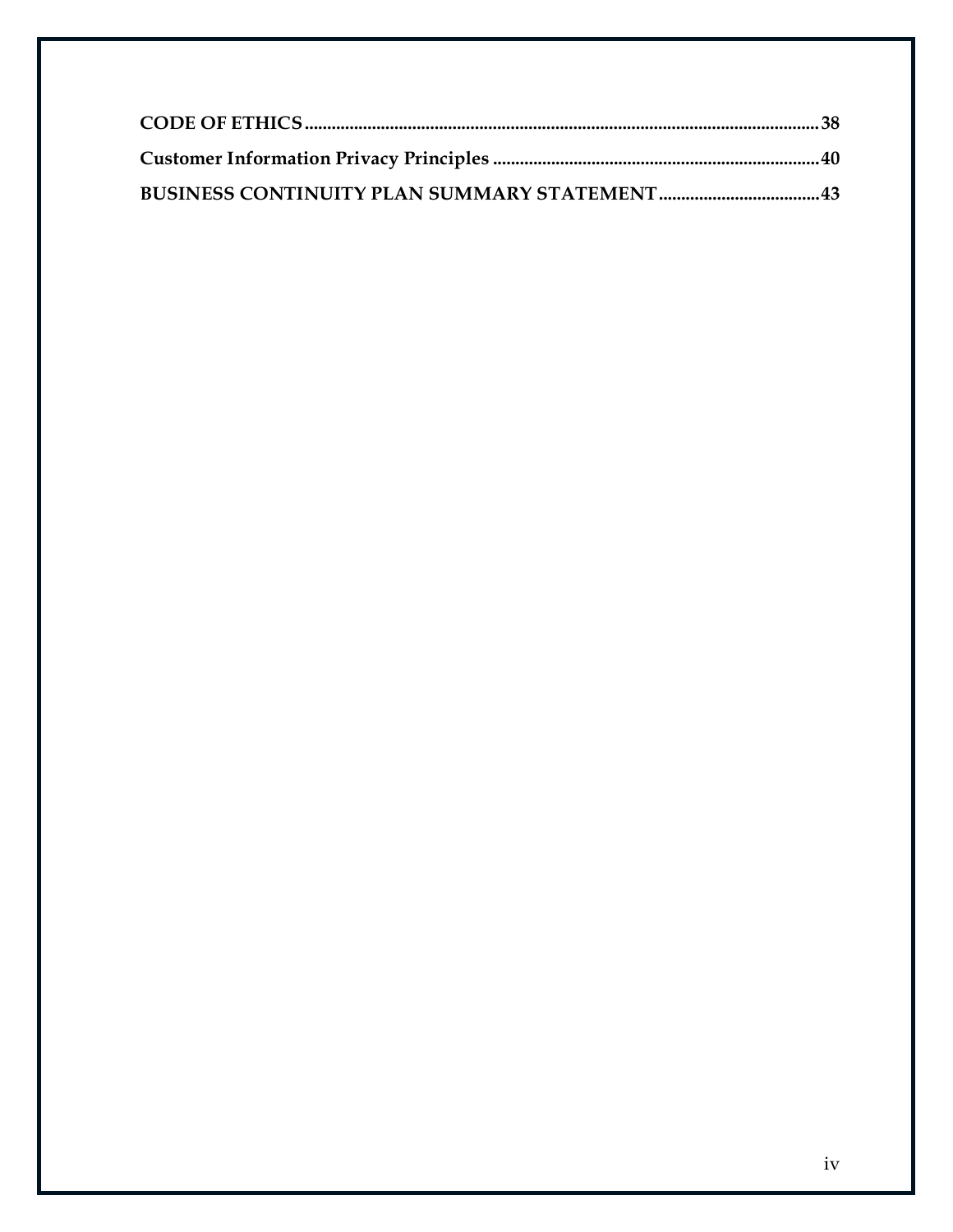**CODE OF ETHICS** ........................................................................................................ **38**

**Customer Information Privacy Principles** ........................................................................ **40**

**BUSINESS CONTINUITY PLAN SUMMARY STATEMENT** .................................... **43**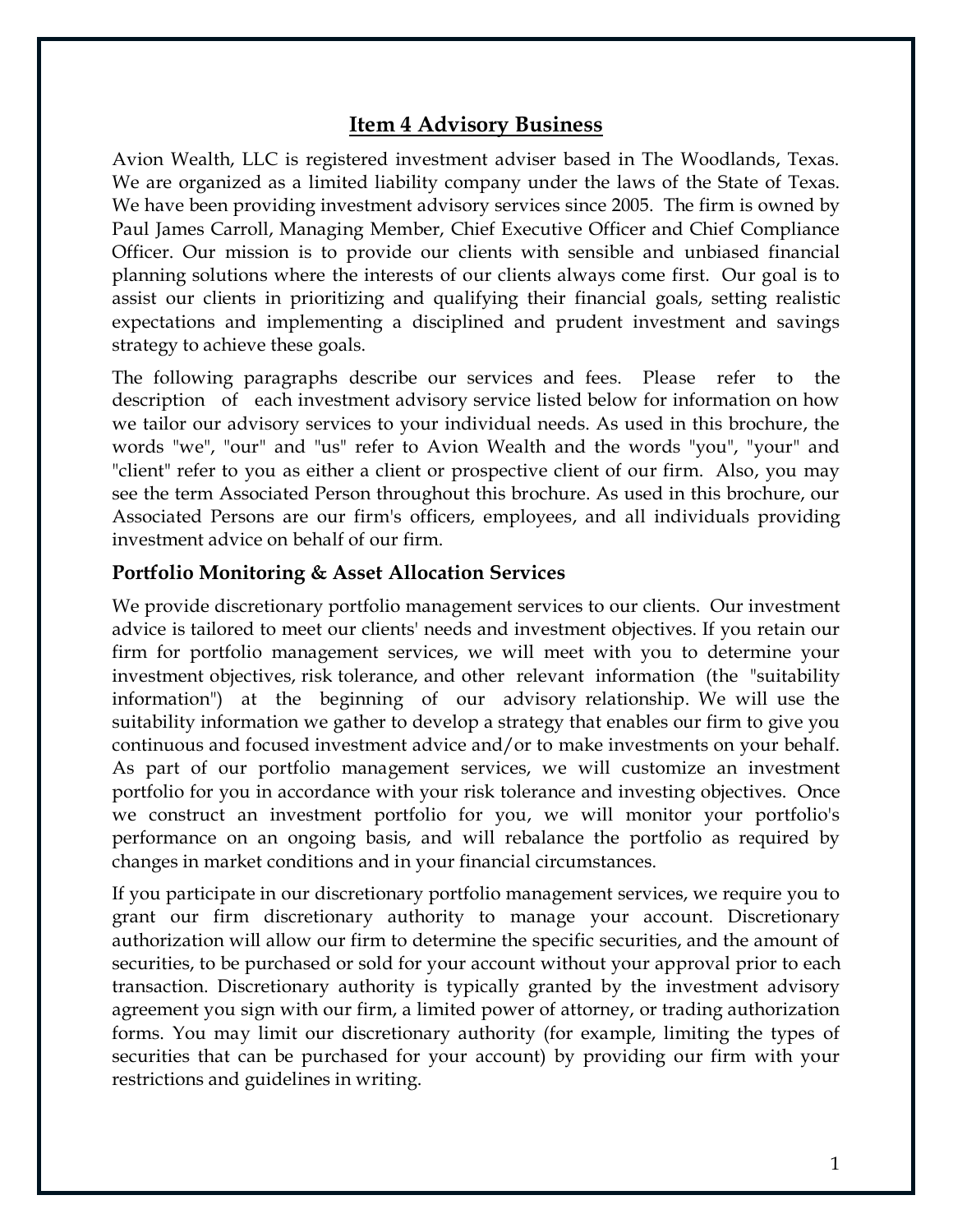## Item 4 Advisory Business

Avion Wealth, LLC is registered investment adviser based in The Woodlands, Texas. We are organized as a limited liability company under the laws of the State of Texas. We have been providing investment advisory services since 2005. The firm is owned by Paul James Carroll, Managing Member, Chief Executive Officer and Chief Compliance Officer. Our mission is to provide our clients with sensible and unbiased financial planning solutions where the interests of our clients always come first. Our goal is to assist our clients in prioritizing and qualifying their financial goals, setting realistic expectations and implementing a disciplined and prudent investment and savings strategy to achieve these goals.

The following paragraphs describe our services and fees. Please refer to the description of each investment advisory service listed below for information on how we tailor our advisory services to your individual needs. As used in this brochure, the words "we", "our" and "us" refer to Avion Wealth and the words "you", "your" and "client" refer to you as either a client or prospective client of our firm. Also, you may see the term Associated Person throughout this brochure. As used in this brochure, our Associated Persons are our firm's officers, employees, and all individuals providing investment advice on behalf of our firm.

### Portfolio Monitoring & Asset Allocation Services

We provide discretionary portfolio management services to our clients. Our investment advice is tailored to meet our clients' needs and investment objectives. If you retain our firm for portfolio management services, we will meet with you to determine your investment objectives, risk tolerance, and other relevant information (the "suitability information") at the beginning of our advisory relationship. We will use the suitability information we gather to develop a strategy that enables our firm to give you continuous and focused investment advice and/or to make investments on your behalf. As part of our portfolio management services, we will customize an investment portfolio for you in accordance with your risk tolerance and investing objectives. Once we construct an investment portfolio for you, we will monitor your portfolio's performance on an ongoing basis, and will rebalance the portfolio as required by changes in market conditions and in your financial circumstances.

If you participate in our discretionary portfolio management services, we require you to grant our firm discretionary authority to manage your account. Discretionary authorization will allow our firm to determine the specific securities, and the amount of securities, to be purchased or sold for your account without your approval prior to each transaction. Discretionary authority is typically granted by the investment advisory agreement you sign with our firm, a limited power of attorney, or trading authorization forms. You may limit our discretionary authority (for example, limiting the types of securities that can be purchased for your account) by providing our firm with your restrictions and guidelines in writing.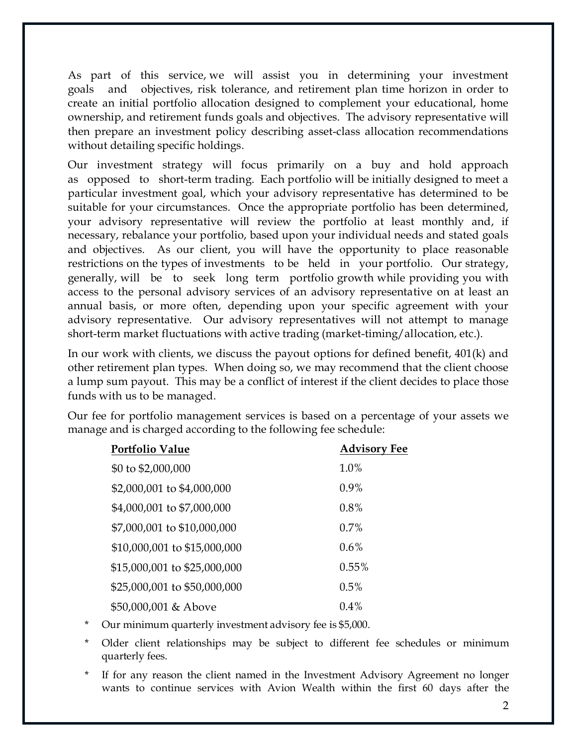As part of this service, we will assist you in determining your investment goals and objectives, risk tolerance, and retirement plan time horizon in order to create an initial portfolio allocation designed to complement your educational, home ownership, and retirement funds goals and objectives. The advisory representative will then prepare an investment policy describing asset-class allocation recommendations without detailing specific holdings.

Our investment strategy will focus primarily on a buy and hold approach as opposed to short-term trading. Each portfolio will be initially designed to meet a particular investment goal, which your advisory representative has determined to be suitable for your circumstances. Once the appropriate portfolio has been determined, your advisory representative will review the portfolio at least monthly and, if necessary, rebalance your portfolio, based upon your individual needs and stated goals and objectives. As our client, you will have the opportunity to place reasonable restrictions on the types of investments to be held in your portfolio. Our strategy, generally, will be to seek long term portfolio growth while providing you with access to the personal advisory services of an advisory representative on at least an annual basis, or more often, depending upon your specific agreement with your advisory representative. Our advisory representatives will not attempt to manage short-term market fluctuations with active trading (market-timing/allocation, etc.).

In our work with clients, we discuss the payout options for defined benefit, 401(k) and other retirement plan types. When doing so, we may recommend that the client choose a lump sum payout. This may be a conflict of interest if the client decides to place those funds with us to be managed.

Our fee for portfolio management services is based on a percentage of your assets we manage and is charged according to the following fee schedule:

| Portfolio Value | Advisory Fee |
|---|---|
| $0 to $2,000,000 | 1.0% |
| $2,000,001 to $4,000,000 | 0.9% |
| $4,000,001 to $7,000,000 | 0.8% |
| $7,000,001 to $10,000,000 | 0.7% |
| $10,000,001 to $15,000,000 | 0.6% |
| $15,000,001 to $25,000,000 | 0.55% |
| $25,000,001 to $50,000,000 | 0.5% |
| $50,000,001 & Above | 0.4% |

* Our minimum quarterly investment advisory fee is $5,000.
* Older client relationships may be subject to different fee schedules or minimum quarterly fees.
* If for any reason the client named in the Investment Advisory Agreement no longer wants to continue services with Avion Wealth within the first 60 days after the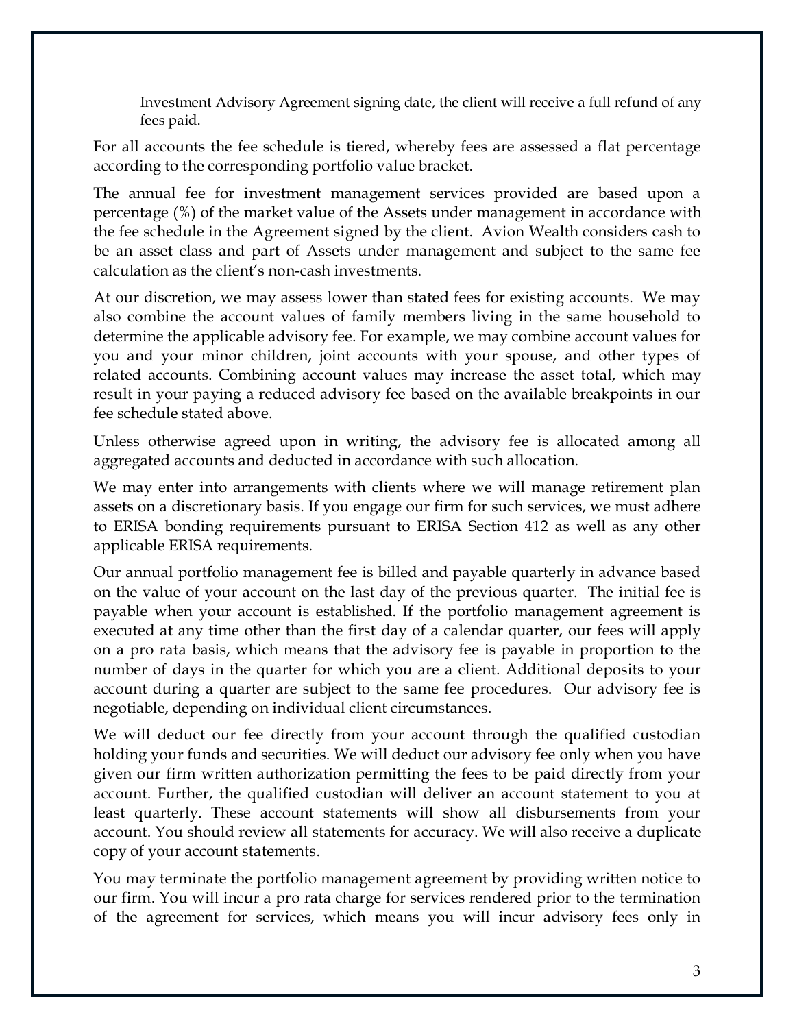Investment Advisory Agreement signing date, the client will receive a full refund of any fees paid.

For all accounts the fee schedule is tiered, whereby fees are assessed a flat percentage according to the corresponding portfolio value bracket.

The annual fee for investment management services provided are based upon a percentage (%) of the market value of the Assets under management in accordance with the fee schedule in the Agreement signed by the client. Avion Wealth considers cash to be an asset class and part of Assets under management and subject to the same fee calculation as the client's non-cash investments.

At our discretion, we may assess lower than stated fees for existing accounts. We may also combine the account values of family members living in the same household to determine the applicable advisory fee. For example, we may combine account values for you and your minor children, joint accounts with your spouse, and other types of related accounts. Combining account values may increase the asset total, which may result in your paying a reduced advisory fee based on the available breakpoints in our fee schedule stated above.

Unless otherwise agreed upon in writing, the advisory fee is allocated among all aggregated accounts and deducted in accordance with such allocation.

We may enter into arrangements with clients where we will manage retirement plan assets on a discretionary basis. If you engage our firm for such services, we must adhere to ERISA bonding requirements pursuant to ERISA Section 412 as well as any other applicable ERISA requirements.

Our annual portfolio management fee is billed and payable quarterly in advance based on the value of your account on the last day of the previous quarter. The initial fee is payable when your account is established. If the portfolio management agreement is executed at any time other than the first day of a calendar quarter, our fees will apply on a pro rata basis, which means that the advisory fee is payable in proportion to the number of days in the quarter for which you are a client. Additional deposits to your account during a quarter are subject to the same fee procedures. Our advisory fee is negotiable, depending on individual client circumstances.

We will deduct our fee directly from your account through the qualified custodian holding your funds and securities. We will deduct our advisory fee only when you have given our firm written authorization permitting the fees to be paid directly from your account. Further, the qualified custodian will deliver an account statement to you at least quarterly. These account statements will show all disbursements from your account. You should review all statements for accuracy. We will also receive a duplicate copy of your account statements.

You may terminate the portfolio management agreement by providing written notice to our firm. You will incur a pro rata charge for services rendered prior to the termination of the agreement for services, which means you will incur advisory fees only in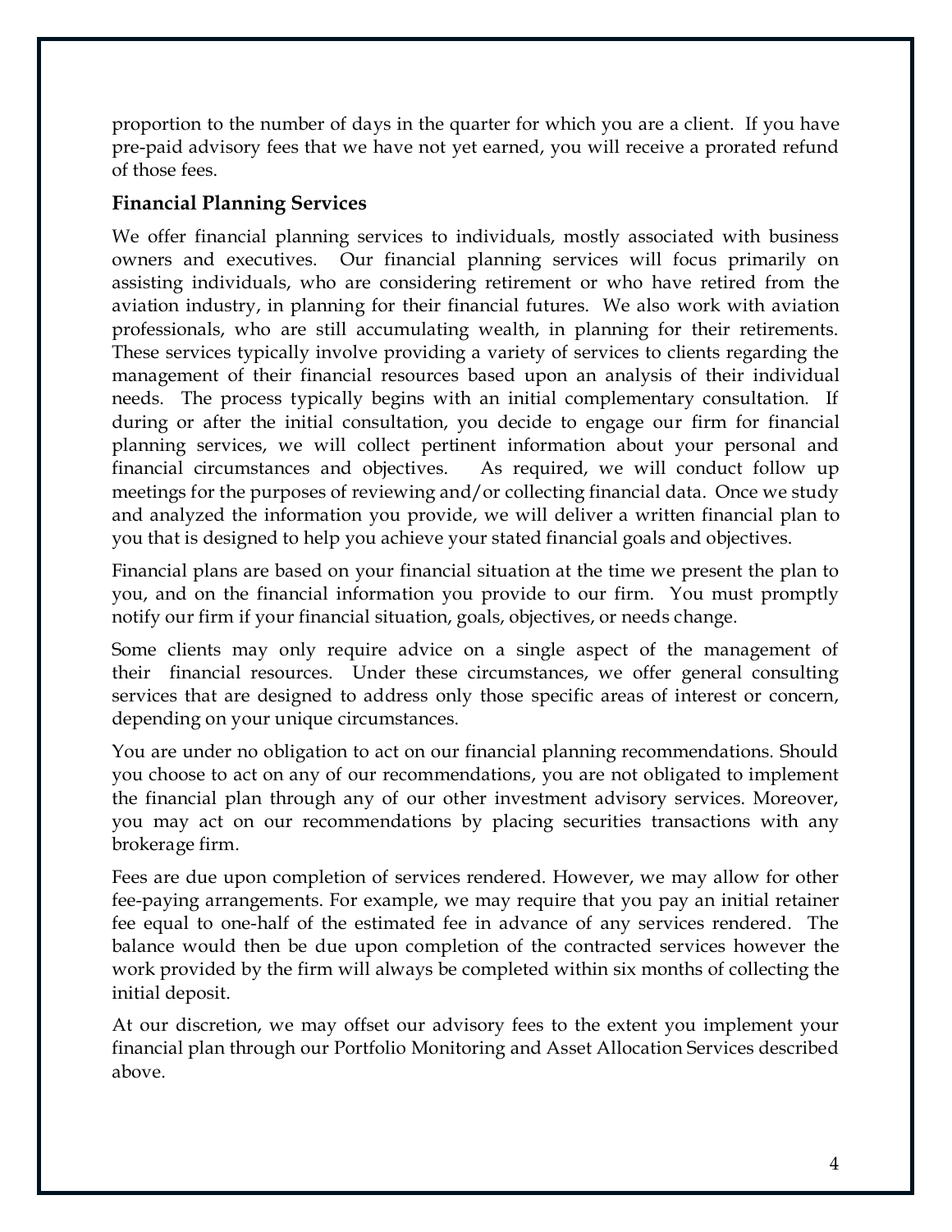proportion to the number of days in the quarter for which you are a client. If you have pre-paid advisory fees that we have not yet earned, you will receive a prorated refund of those fees.

### Financial Planning Services

We offer financial planning services to individuals, mostly associated with business owners and executives. Our financial planning services will focus primarily on assisting individuals, who are considering retirement or who have retired from the aviation industry, in planning for their financial futures. We also work with aviation professionals, who are still accumulating wealth, in planning for their retirements. These services typically involve providing a variety of services to clients regarding the management of their financial resources based upon an analysis of their individual needs. The process typically begins with an initial complementary consultation. If during or after the initial consultation, you decide to engage our firm for financial planning services, we will collect pertinent information about your personal and financial circumstances and objectives. As required, we will conduct follow up meetings for the purposes of reviewing and/or collecting financial data. Once we study and analyzed the information you provide, we will deliver a written financial plan to you that is designed to help you achieve your stated financial goals and objectives.

Financial plans are based on your financial situation at the time we present the plan to you, and on the financial information you provide to our firm. You must promptly notify our firm if your financial situation, goals, objectives, or needs change.

Some clients may only require advice on a single aspect of the management of their financial resources. Under these circumstances, we offer general consulting services that are designed to address only those specific areas of interest or concern, depending on your unique circumstances.

You are under no obligation to act on our financial planning recommendations. Should you choose to act on any of our recommendations, you are not obligated to implement the financial plan through any of our other investment advisory services. Moreover, you may act on our recommendations by placing securities transactions with any brokerage firm.

Fees are due upon completion of services rendered. However, we may allow for other fee-paying arrangements. For example, we may require that you pay an initial retainer fee equal to one-half of the estimated fee in advance of any services rendered. The balance would then be due upon completion of the contracted services however the work provided by the firm will always be completed within six months of collecting the initial deposit.

At our discretion, we may offset our advisory fees to the extent you implement your financial plan through our Portfolio Monitoring and Asset Allocation Services described above.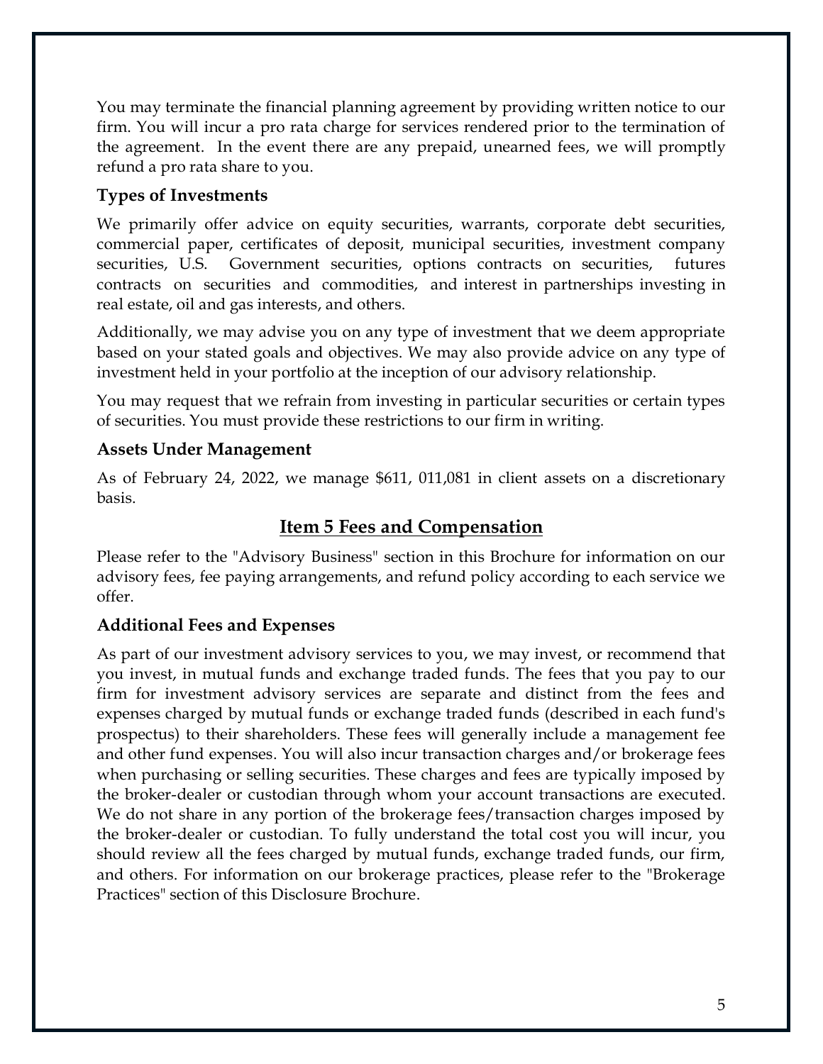You may terminate the financial planning agreement by providing written notice to our firm. You will incur a pro rata charge for services rendered prior to the termination of the agreement. In the event there are any prepaid, unearned fees, we will promptly refund a pro rata share to you.

### Types of Investments

We primarily offer advice on equity securities, warrants, corporate debt securities, commercial paper, certificates of deposit, municipal securities, investment company securities, U.S. Government securities, options contracts on securities, futures contracts on securities and commodities, and interest in partnerships investing in real estate, oil and gas interests, and others.

Additionally, we may advise you on any type of investment that we deem appropriate based on your stated goals and objectives. We may also provide advice on any type of investment held in your portfolio at the inception of our advisory relationship.

You may request that we refrain from investing in particular securities or certain types of securities. You must provide these restrictions to our firm in writing.

### Assets Under Management

As of February 24, 2022, we manage $611, 011,081 in client assets on a discretionary basis.

## Item 5 Fees and Compensation

Please refer to the "Advisory Business" section in this Brochure for information on our advisory fees, fee paying arrangements, and refund policy according to each service we offer.

### Additional Fees and Expenses

As part of our investment advisory services to you, we may invest, or recommend that you invest, in mutual funds and exchange traded funds. The fees that you pay to our firm for investment advisory services are separate and distinct from the fees and expenses charged by mutual funds or exchange traded funds (described in each fund's prospectus) to their shareholders. These fees will generally include a management fee and other fund expenses. You will also incur transaction charges and/or brokerage fees when purchasing or selling securities. These charges and fees are typically imposed by the broker-dealer or custodian through whom your account transactions are executed. We do not share in any portion of the brokerage fees/transaction charges imposed by the broker-dealer or custodian. To fully understand the total cost you will incur, you should review all the fees charged by mutual funds, exchange traded funds, our firm, and others. For information on our brokerage practices, please refer to the "Brokerage Practices" section of this Disclosure Brochure.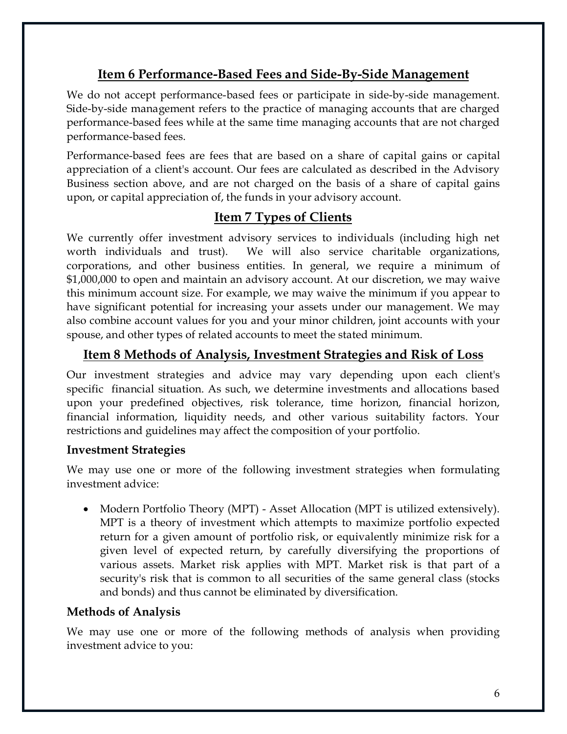## Item 6 Performance-Based Fees and Side-By-Side Management

We do not accept performance-based fees or participate in side-by-side management. Side-by-side management refers to the practice of managing accounts that are charged performance-based fees while at the same time managing accounts that are not charged performance-based fees.

Performance-based fees are fees that are based on a share of capital gains or capital appreciation of a client's account. Our fees are calculated as described in the Advisory Business section above, and are not charged on the basis of a share of capital gains upon, or capital appreciation of, the funds in your advisory account.

## Item 7 Types of Clients

We currently offer investment advisory services to individuals (including high net worth individuals and trust). We will also service charitable organizations, corporations, and other business entities. In general, we require a minimum of $1,000,000 to open and maintain an advisory account. At our discretion, we may waive this minimum account size. For example, we may waive the minimum if you appear to have significant potential for increasing your assets under our management. We may also combine account values for you and your minor children, joint accounts with your spouse, and other types of related accounts to meet the stated minimum.

## Item 8 Methods of Analysis, Investment Strategies and Risk of Loss

Our investment strategies and advice may vary depending upon each client's specific financial situation. As such, we determine investments and allocations based upon your predefined objectives, risk tolerance, time horizon, financial horizon, financial information, liquidity needs, and other various suitability factors. Your restrictions and guidelines may affect the composition of your portfolio.

### Investment Strategies

We may use one or more of the following investment strategies when formulating investment advice:

- Modern Portfolio Theory (MPT) - Asset Allocation (MPT is utilized extensively). MPT is a theory of investment which attempts to maximize portfolio expected return for a given amount of portfolio risk, or equivalently minimize risk for a given level of expected return, by carefully diversifying the proportions of various assets. Market risk applies with MPT. Market risk is that part of a security's risk that is common to all securities of the same general class (stocks and bonds) and thus cannot be eliminated by diversification.

### Methods of Analysis

We may use one or more of the following methods of analysis when providing investment advice to you: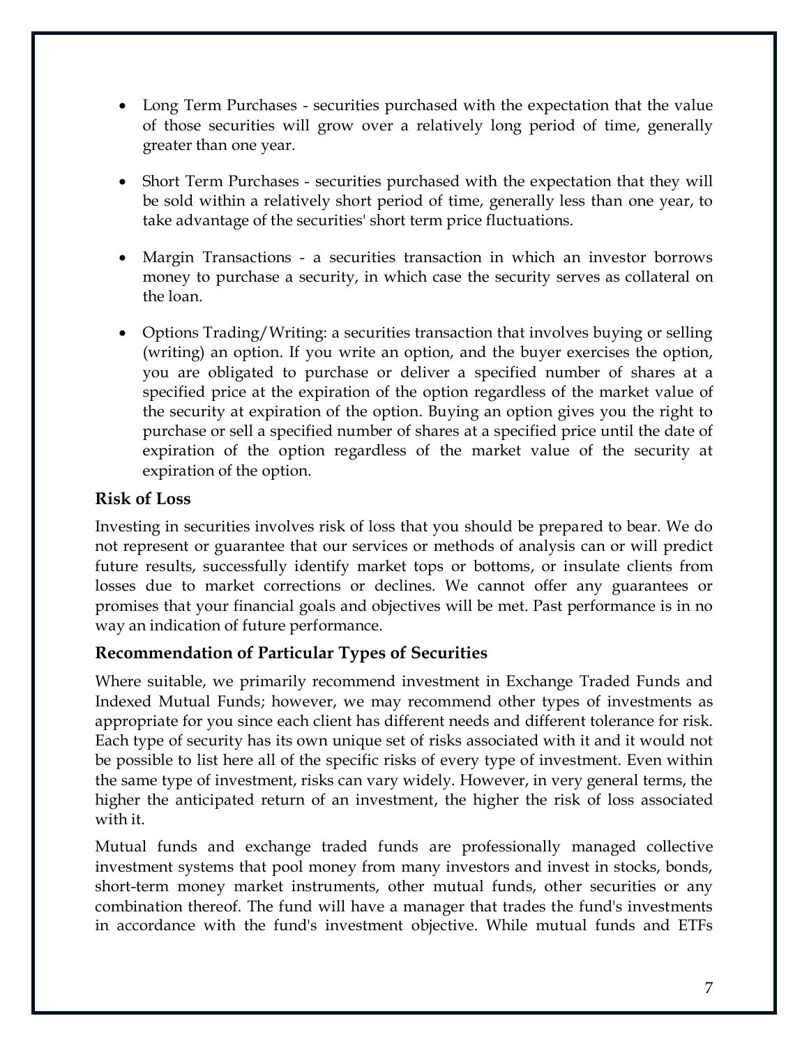- Long Term Purchases - securities purchased with the expectation that the value of those securities will grow over a relatively long period of time, generally greater than one year.

- Short Term Purchases - securities purchased with the expectation that they will be sold within a relatively short period of time, generally less than one year, to take advantage of the securities' short term price fluctuations.

- Margin Transactions - a securities transaction in which an investor borrows money to purchase a security, in which case the security serves as collateral on the loan.

- Options Trading/Writing: a securities transaction that involves buying or selling (writing) an option. If you write an option, and the buyer exercises the option, you are obligated to purchase or deliver a specified number of shares at a specified price at the expiration of the option regardless of the market value of the security at expiration of the option. Buying an option gives you the right to purchase or sell a specified number of shares at a specified price until the date of expiration of the option regardless of the market value of the security at expiration of the option.

### Risk of Loss

Investing in securities involves risk of loss that you should be prepared to bear. We do not represent or guarantee that our services or methods of analysis can or will predict future results, successfully identify market tops or bottoms, or insulate clients from losses due to market corrections or declines. We cannot offer any guarantees or promises that your financial goals and objectives will be met. Past performance is in no way an indication of future performance.

### Recommendation of Particular Types of Securities

Where suitable, we primarily recommend investment in Exchange Traded Funds and Indexed Mutual Funds; however, we may recommend other types of investments as appropriate for you since each client has different needs and different tolerance for risk. Each type of security has its own unique set of risks associated with it and it would not be possible to list here all of the specific risks of every type of investment. Even within the same type of investment, risks can vary widely. However, in very general terms, the higher the anticipated return of an investment, the higher the risk of loss associated with it.

Mutual funds and exchange traded funds are professionally managed collective investment systems that pool money from many investors and invest in stocks, bonds, short-term money market instruments, other mutual funds, other securities or any combination thereof. The fund will have a manager that trades the fund's investments in accordance with the fund's investment objective. While mutual funds and ETFs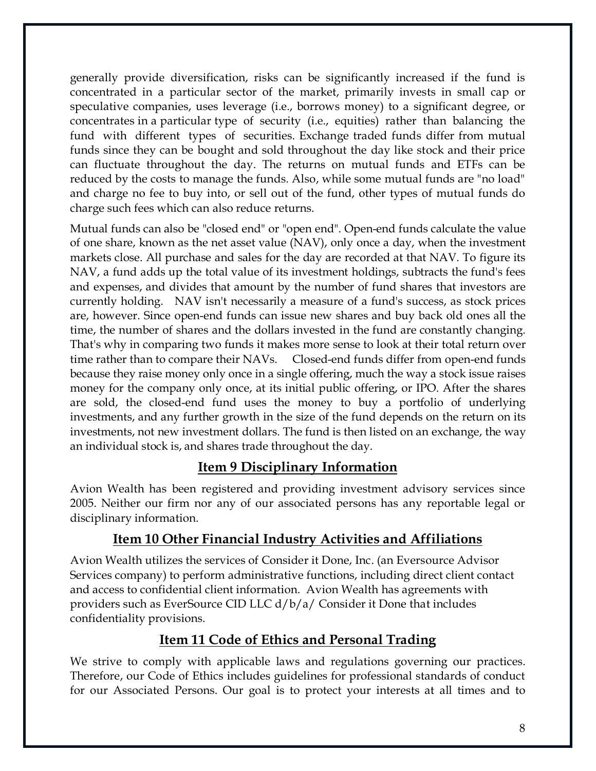generally provide diversification, risks can be significantly increased if the fund is concentrated in a particular sector of the market, primarily invests in small cap or speculative companies, uses leverage (i.e., borrows money) to a significant degree, or concentrates in a particular type of security (i.e., equities) rather than balancing the fund with different types of securities. Exchange traded funds differ from mutual funds since they can be bought and sold throughout the day like stock and their price can fluctuate throughout the day. The returns on mutual funds and ETFs can be reduced by the costs to manage the funds. Also, while some mutual funds are "no load" and charge no fee to buy into, or sell out of the fund, other types of mutual funds do charge such fees which can also reduce returns.

Mutual funds can also be "closed end" or "open end". Open-end funds calculate the value of one share, known as the net asset value (NAV), only once a day, when the investment markets close. All purchase and sales for the day are recorded at that NAV. To figure its NAV, a fund adds up the total value of its investment holdings, subtracts the fund's fees and expenses, and divides that amount by the number of fund shares that investors are currently holding. NAV isn't necessarily a measure of a fund's success, as stock prices are, however. Since open-end funds can issue new shares and buy back old ones all the time, the number of shares and the dollars invested in the fund are constantly changing. That's why in comparing two funds it makes more sense to look at their total return over time rather than to compare their NAVs. Closed-end funds differ from open-end funds because they raise money only once in a single offering, much the way a stock issue raises money for the company only once, at its initial public offering, or IPO. After the shares are sold, the closed-end fund uses the money to buy a portfolio of underlying investments, and any further growth in the size of the fund depends on the return on its investments, not new investment dollars. The fund is then listed on an exchange, the way an individual stock is, and shares trade throughout the day.

## Item 9 Disciplinary Information

Avion Wealth has been registered and providing investment advisory services since 2005. Neither our firm nor any of our associated persons has any reportable legal or disciplinary information.

## Item 10 Other Financial Industry Activities and Affiliations

Avion Wealth utilizes the services of Consider it Done, Inc. (an Eversource Advisor Services company) to perform administrative functions, including direct client contact and access to confidential client information. Avion Wealth has agreements with providers such as EverSource CID LLC d/b/a/ Consider it Done that includes confidentiality provisions.

## Item 11 Code of Ethics and Personal Trading

We strive to comply with applicable laws and regulations governing our practices. Therefore, our Code of Ethics includes guidelines for professional standards of conduct for our Associated Persons. Our goal is to protect your interests at all times and to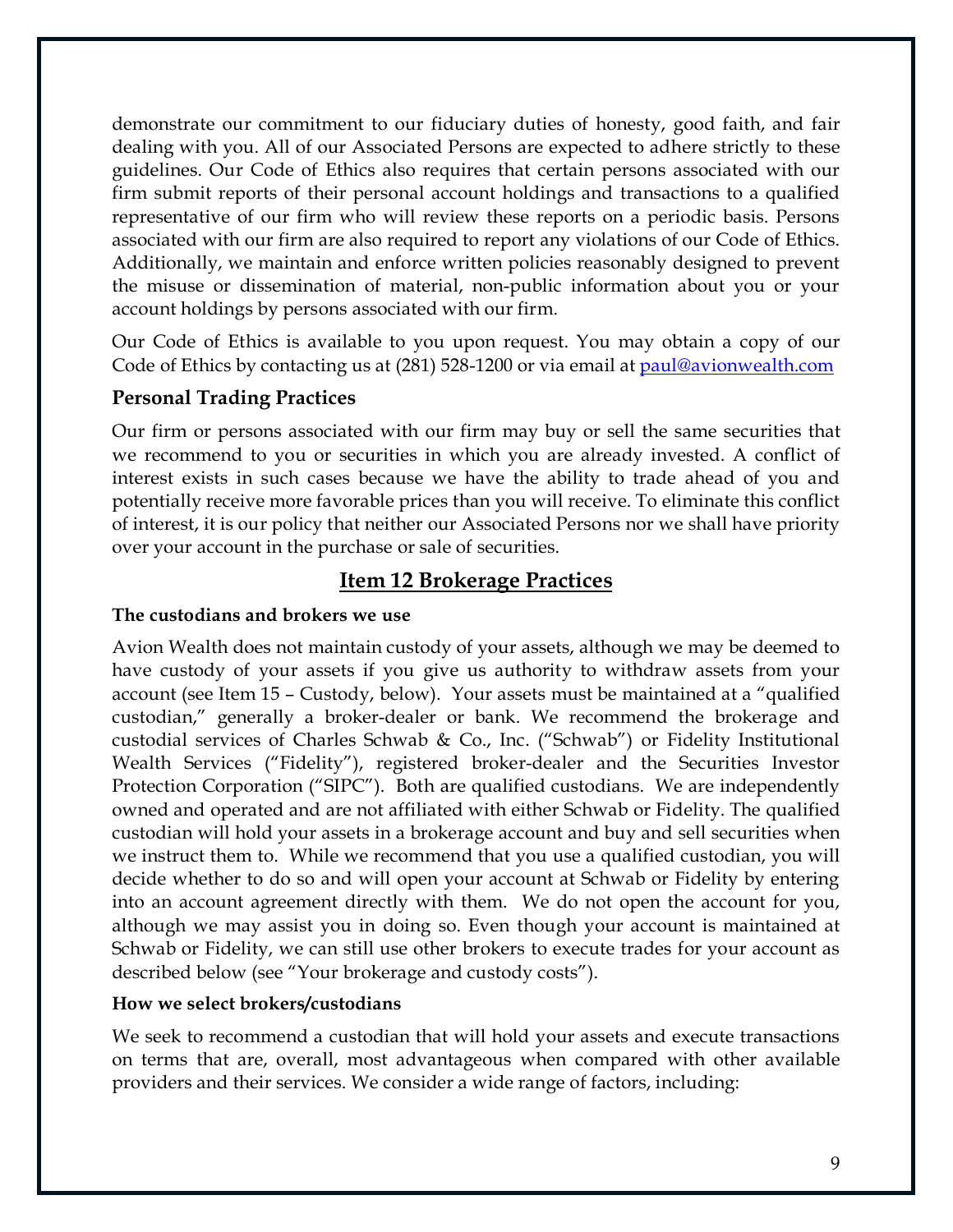demonstrate our commitment to our fiduciary duties of honesty, good faith, and fair dealing with you. All of our Associated Persons are expected to adhere strictly to these guidelines. Our Code of Ethics also requires that certain persons associated with our firm submit reports of their personal account holdings and transactions to a qualified representative of our firm who will review these reports on a periodic basis. Persons associated with our firm are also required to report any violations of our Code of Ethics. Additionally, we maintain and enforce written policies reasonably designed to prevent the misuse or dissemination of material, non-public information about you or your account holdings by persons associated with our firm.

Our Code of Ethics is available to you upon request. You may obtain a copy of our Code of Ethics by contacting us at (281) 528-1200 or via email at [paul@avionwealth.com](mailto:paul@avionwealth.com)

### Personal Trading Practices

Our firm or persons associated with our firm may buy or sell the same securities that we recommend to you or securities in which you are already invested. A conflict of interest exists in such cases because we have the ability to trade ahead of you and potentially receive more favorable prices than you will receive. To eliminate this conflict of interest, it is our policy that neither our Associated Persons nor we shall have priority over your account in the purchase or sale of securities.

## Item 12 Brokerage Practices

**The custodians and brokers we use**

Avion Wealth does not maintain custody of your assets, although we may be deemed to have custody of your assets if you give us authority to withdraw assets from your account (see Item 15 – Custody, below). Your assets must be maintained at a "qualified custodian," generally a broker-dealer or bank. We recommend the brokerage and custodial services of Charles Schwab & Co., Inc. ("Schwab") or Fidelity Institutional Wealth Services ("Fidelity"), registered broker-dealer and the Securities Investor Protection Corporation ("SIPC"). Both are qualified custodians. We are independently owned and operated and are not affiliated with either Schwab or Fidelity. The qualified custodian will hold your assets in a brokerage account and buy and sell securities when we instruct them to. While we recommend that you use a qualified custodian, you will decide whether to do so and will open your account at Schwab or Fidelity by entering into an account agreement directly with them. We do not open the account for you, although we may assist you in doing so. Even though your account is maintained at Schwab or Fidelity, we can still use other brokers to execute trades for your account as described below (see "Your brokerage and custody costs").

**How we select brokers/custodians**

We seek to recommend a custodian that will hold your assets and execute transactions on terms that are, overall, most advantageous when compared with other available providers and their services. We consider a wide range of factors, including: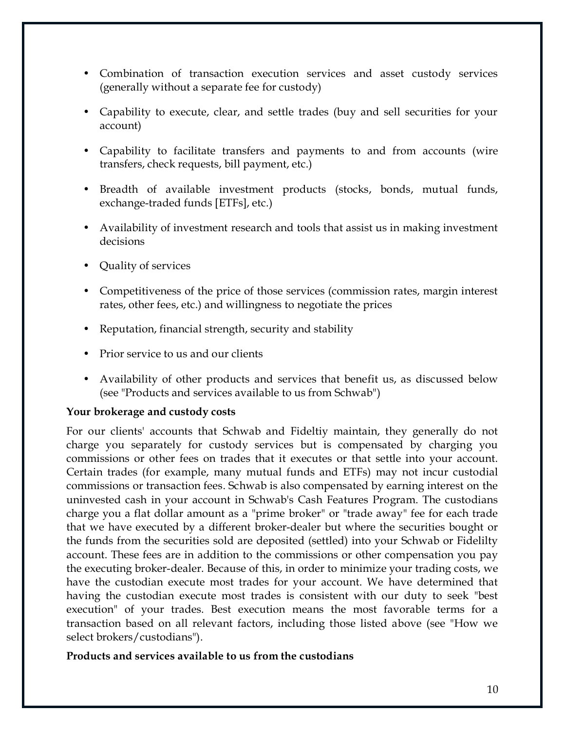- Combination of transaction execution services and asset custody services (generally without a separate fee for custody)
- Capability to execute, clear, and settle trades (buy and sell securities for your account)
- Capability to facilitate transfers and payments to and from accounts (wire transfers, check requests, bill payment, etc.)
- Breadth of available investment products (stocks, bonds, mutual funds, exchange-traded funds [ETFs], etc.)
- Availability of investment research and tools that assist us in making investment decisions
- Quality of services
- Competitiveness of the price of those services (commission rates, margin interest rates, other fees, etc.) and willingness to negotiate the prices
- Reputation, financial strength, security and stability
- Prior service to us and our clients
- Availability of other products and services that benefit us, as discussed below (see "Products and services available to us from Schwab")

**Your brokerage and custody costs**

For our clients' accounts that Schwab and Fideltiy maintain, they generally do not charge you separately for custody services but is compensated by charging you commissions or other fees on trades that it executes or that settle into your account. Certain trades (for example, many mutual funds and ETFs) may not incur custodial commissions or transaction fees. Schwab is also compensated by earning interest on the uninvested cash in your account in Schwab's Cash Features Program. The custodians charge you a flat dollar amount as a "prime broker" or "trade away" fee for each trade that we have executed by a different broker-dealer but where the securities bought or the funds from the securities sold are deposited (settled) into your Schwab or Fidelilty account. These fees are in addition to the commissions or other compensation you pay the executing broker-dealer. Because of this, in order to minimize your trading costs, we have the custodian execute most trades for your account. We have determined that having the custodian execute most trades is consistent with our duty to seek "best execution" of your trades. Best execution means the most favorable terms for a transaction based on all relevant factors, including those listed above (see "How we select brokers/custodians").

**Products and services available to us from the custodians**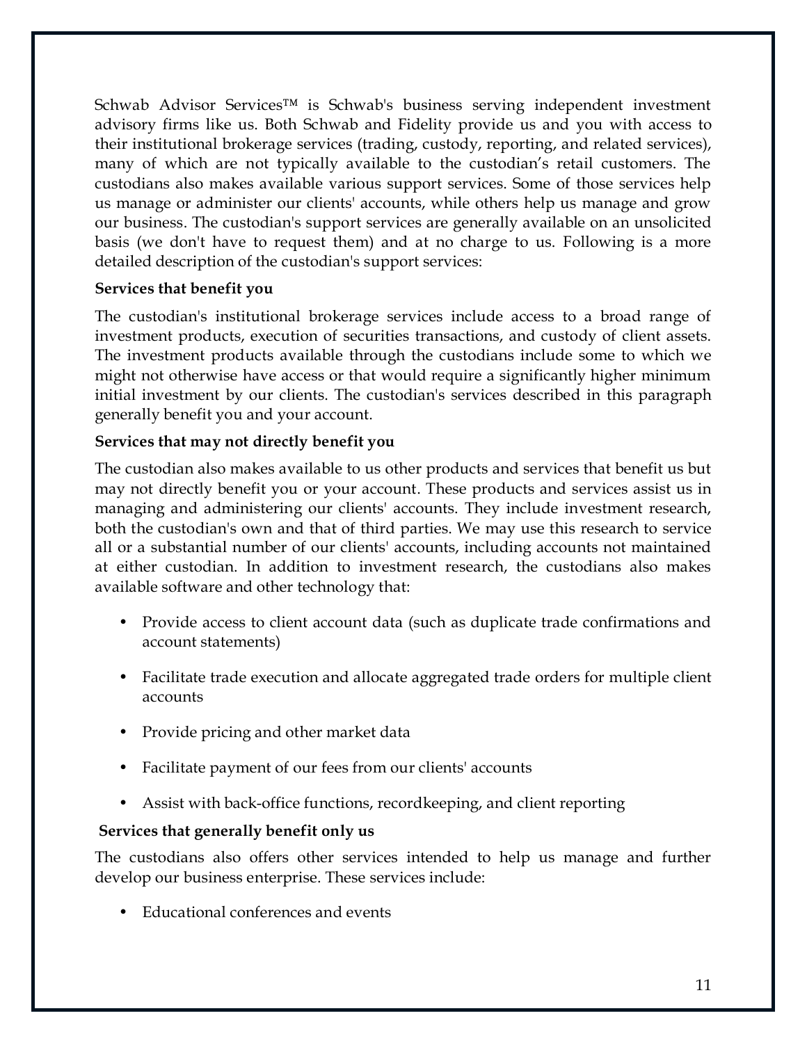Schwab Advisor Services™ is Schwab's business serving independent investment advisory firms like us. Both Schwab and Fidelity provide us and you with access to their institutional brokerage services (trading, custody, reporting, and related services), many of which are not typically available to the custodian's retail customers. The custodians also makes available various support services. Some of those services help us manage or administer our clients' accounts, while others help us manage and grow our business. The custodian's support services are generally available on an unsolicited basis (we don't have to request them) and at no charge to us. Following is a more detailed description of the custodian's support services:

**Services that benefit you**

The custodian's institutional brokerage services include access to a broad range of investment products, execution of securities transactions, and custody of client assets. The investment products available through the custodians include some to which we might not otherwise have access or that would require a significantly higher minimum initial investment by our clients. The custodian's services described in this paragraph generally benefit you and your account.

**Services that may not directly benefit you**

The custodian also makes available to us other products and services that benefit us but may not directly benefit you or your account. These products and services assist us in managing and administering our clients' accounts. They include investment research, both the custodian's own and that of third parties. We may use this research to service all or a substantial number of our clients' accounts, including accounts not maintained at either custodian. In addition to investment research, the custodians also makes available software and other technology that:

- Provide access to client account data (such as duplicate trade confirmations and account statements)
- Facilitate trade execution and allocate aggregated trade orders for multiple client accounts
- Provide pricing and other market data
- Facilitate payment of our fees from our clients' accounts
- Assist with back-office functions, recordkeeping, and client reporting

**Services that generally benefit only us**

The custodians also offers other services intended to help us manage and further develop our business enterprise. These services include:

- Educational conferences and events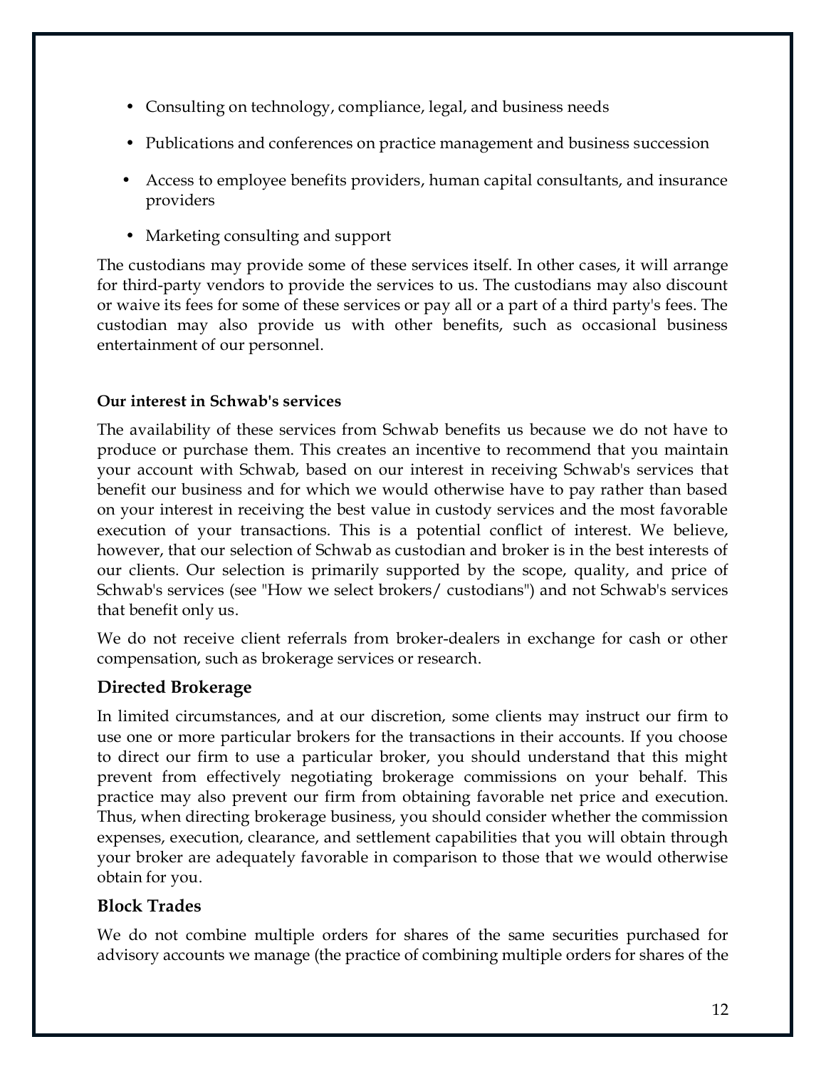- Consulting on technology, compliance, legal, and business needs
- Publications and conferences on practice management and business succession
- Access to employee benefits providers, human capital consultants, and insurance providers
- Marketing consulting and support

The custodians may provide some of these services itself. In other cases, it will arrange for third-party vendors to provide the services to us. The custodians may also discount or waive its fees for some of these services or pay all or a part of a third party's fees. The custodian may also provide us with other benefits, such as occasional business entertainment of our personnel.

**Our interest in Schwab's services**

The availability of these services from Schwab benefits us because we do not have to produce or purchase them. This creates an incentive to recommend that you maintain your account with Schwab, based on our interest in receiving Schwab's services that benefit our business and for which we would otherwise have to pay rather than based on your interest in receiving the best value in custody services and the most favorable execution of your transactions. This is a potential conflict of interest. We believe, however, that our selection of Schwab as custodian and broker is in the best interests of our clients. Our selection is primarily supported by the scope, quality, and price of Schwab's services (see "How we select brokers/ custodians") and not Schwab's services that benefit only us.

We do not receive client referrals from broker-dealers in exchange for cash or other compensation, such as brokerage services or research.

### Directed Brokerage

In limited circumstances, and at our discretion, some clients may instruct our firm to use one or more particular brokers for the transactions in their accounts. If you choose to direct our firm to use a particular broker, you should understand that this might prevent from effectively negotiating brokerage commissions on your behalf. This practice may also prevent our firm from obtaining favorable net price and execution. Thus, when directing brokerage business, you should consider whether the commission expenses, execution, clearance, and settlement capabilities that you will obtain through your broker are adequately favorable in comparison to those that we would otherwise obtain for you.

### Block Trades

We do not combine multiple orders for shares of the same securities purchased for advisory accounts we manage (the practice of combining multiple orders for shares of the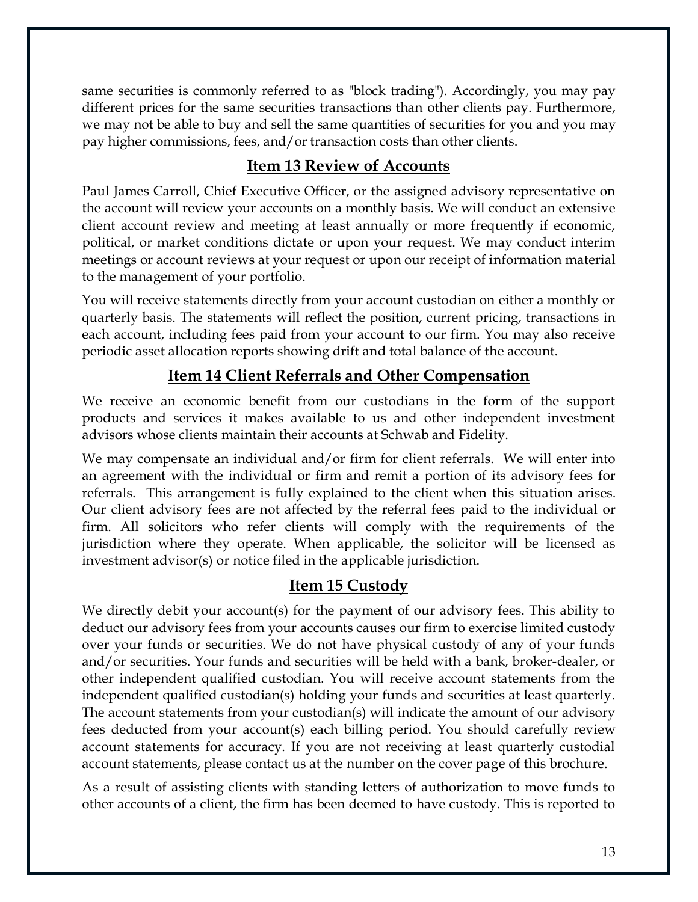same securities is commonly referred to as "block trading"). Accordingly, you may pay different prices for the same securities transactions than other clients pay. Furthermore, we may not be able to buy and sell the same quantities of securities for you and you may pay higher commissions, fees, and/or transaction costs than other clients.

## Item 13 Review of Accounts

Paul James Carroll, Chief Executive Officer, or the assigned advisory representative on the account will review your accounts on a monthly basis. We will conduct an extensive client account review and meeting at least annually or more frequently if economic, political, or market conditions dictate or upon your request. We may conduct interim meetings or account reviews at your request or upon our receipt of information material to the management of your portfolio.

You will receive statements directly from your account custodian on either a monthly or quarterly basis. The statements will reflect the position, current pricing, transactions in each account, including fees paid from your account to our firm. You may also receive periodic asset allocation reports showing drift and total balance of the account.

## Item 14 Client Referrals and Other Compensation

We receive an economic benefit from our custodians in the form of the support products and services it makes available to us and other independent investment advisors whose clients maintain their accounts at Schwab and Fidelity.

We may compensate an individual and/or firm for client referrals. We will enter into an agreement with the individual or firm and remit a portion of its advisory fees for referrals. This arrangement is fully explained to the client when this situation arises. Our client advisory fees are not affected by the referral fees paid to the individual or firm. All solicitors who refer clients will comply with the requirements of the jurisdiction where they operate. When applicable, the solicitor will be licensed as investment advisor(s) or notice filed in the applicable jurisdiction.

## Item 15 Custody

We directly debit your account(s) for the payment of our advisory fees. This ability to deduct our advisory fees from your accounts causes our firm to exercise limited custody over your funds or securities. We do not have physical custody of any of your funds and/or securities. Your funds and securities will be held with a bank, broker-dealer, or other independent qualified custodian. You will receive account statements from the independent qualified custodian(s) holding your funds and securities at least quarterly. The account statements from your custodian(s) will indicate the amount of our advisory fees deducted from your account(s) each billing period. You should carefully review account statements for accuracy. If you are not receiving at least quarterly custodial account statements, please contact us at the number on the cover page of this brochure.

As a result of assisting clients with standing letters of authorization to move funds to other accounts of a client, the firm has been deemed to have custody. This is reported to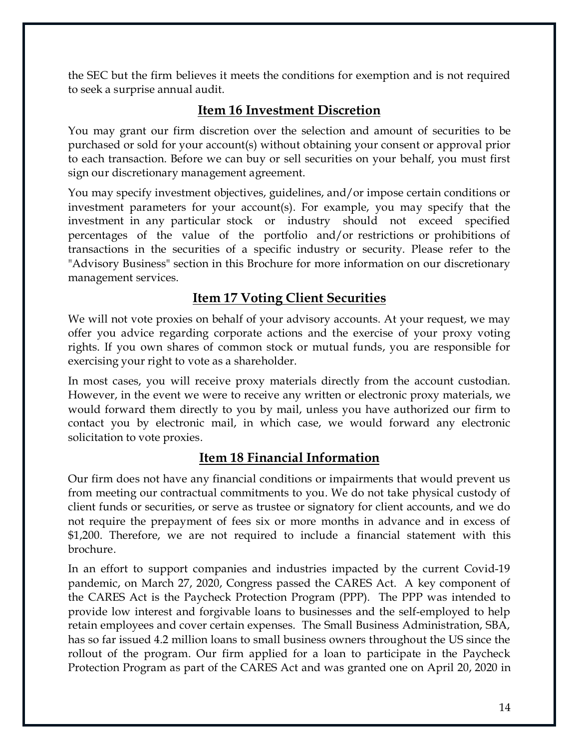the SEC but the firm believes it meets the conditions for exemption and is not required to seek a surprise annual audit.

## Item 16 Investment Discretion

You may grant our firm discretion over the selection and amount of securities to be purchased or sold for your account(s) without obtaining your consent or approval prior to each transaction. Before we can buy or sell securities on your behalf, you must first sign our discretionary management agreement.

You may specify investment objectives, guidelines, and/or impose certain conditions or investment parameters for your account(s). For example, you may specify that the investment in any particular stock or industry should not exceed specified percentages of the value of the portfolio and/or restrictions or prohibitions of transactions in the securities of a specific industry or security. Please refer to the "Advisory Business" section in this Brochure for more information on our discretionary management services.

## Item 17 Voting Client Securities

We will not vote proxies on behalf of your advisory accounts. At your request, we may offer you advice regarding corporate actions and the exercise of your proxy voting rights. If you own shares of common stock or mutual funds, you are responsible for exercising your right to vote as a shareholder.

In most cases, you will receive proxy materials directly from the account custodian. However, in the event we were to receive any written or electronic proxy materials, we would forward them directly to you by mail, unless you have authorized our firm to contact you by electronic mail, in which case, we would forward any electronic solicitation to vote proxies.

## Item 18 Financial Information

Our firm does not have any financial conditions or impairments that would prevent us from meeting our contractual commitments to you. We do not take physical custody of client funds or securities, or serve as trustee or signatory for client accounts, and we do not require the prepayment of fees six or more months in advance and in excess of $1,200. Therefore, we are not required to include a financial statement with this brochure.

In an effort to support companies and industries impacted by the current Covid-19 pandemic, on March 27, 2020, Congress passed the CARES Act. A key component of the CARES Act is the Paycheck Protection Program (PPP). The PPP was intended to provide low interest and forgivable loans to businesses and the self-employed to help retain employees and cover certain expenses. The Small Business Administration, SBA, has so far issued 4.2 million loans to small business owners throughout the US since the rollout of the program. Our firm applied for a loan to participate in the Paycheck Protection Program as part of the CARES Act and was granted one on April 20, 2020 in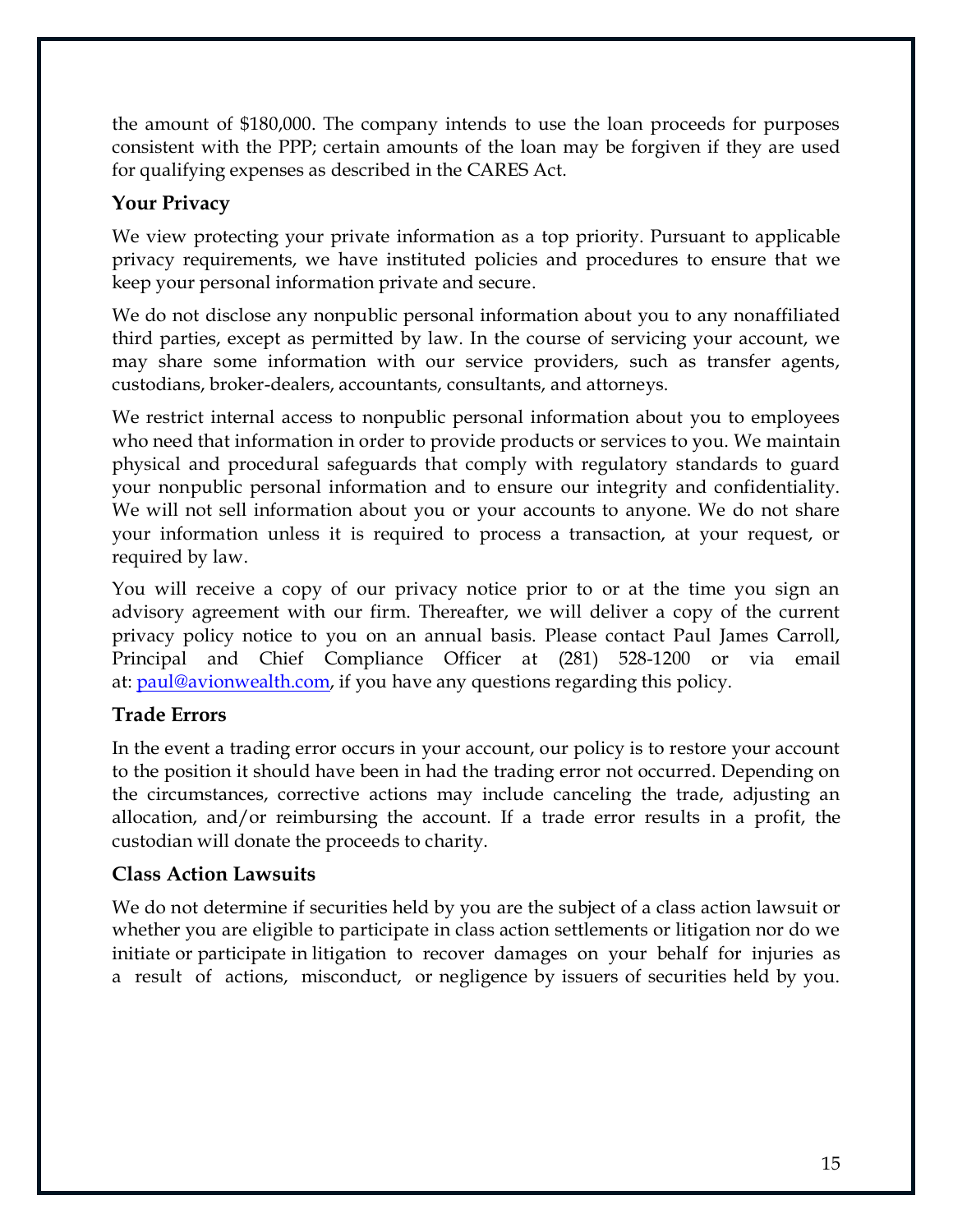the amount of $180,000. The company intends to use the loan proceeds for purposes consistent with the PPP; certain amounts of the loan may be forgiven if they are used for qualifying expenses as described in the CARES Act.

### Your Privacy

We view protecting your private information as a top priority. Pursuant to applicable privacy requirements, we have instituted policies and procedures to ensure that we keep your personal information private and secure.

We do not disclose any nonpublic personal information about you to any nonaffiliated third parties, except as permitted by law. In the course of servicing your account, we may share some information with our service providers, such as transfer agents, custodians, broker-dealers, accountants, consultants, and attorneys.

We restrict internal access to nonpublic personal information about you to employees who need that information in order to provide products or services to you. We maintain physical and procedural safeguards that comply with regulatory standards to guard your nonpublic personal information and to ensure our integrity and confidentiality. We will not sell information about you or your accounts to anyone. We do not share your information unless it is required to process a transaction, at your request, or required by law.

You will receive a copy of our privacy notice prior to or at the time you sign an advisory agreement with our firm. Thereafter, we will deliver a copy of the current privacy policy notice to you on an annual basis. Please contact Paul James Carroll, Principal and Chief Compliance Officer at (281) 528-1200 or via email at: paul@avionwealth.com, if you have any questions regarding this policy.

### Trade Errors

In the event a trading error occurs in your account, our policy is to restore your account to the position it should have been in had the trading error not occurred. Depending on the circumstances, corrective actions may include canceling the trade, adjusting an allocation, and/or reimbursing the account. If a trade error results in a profit, the custodian will donate the proceeds to charity.

### Class Action Lawsuits

We do not determine if securities held by you are the subject of a class action lawsuit or whether you are eligible to participate in class action settlements or litigation nor do we initiate or participate in litigation to recover damages on your behalf for injuries as a result of actions, misconduct, or negligence by issuers of securities held by you.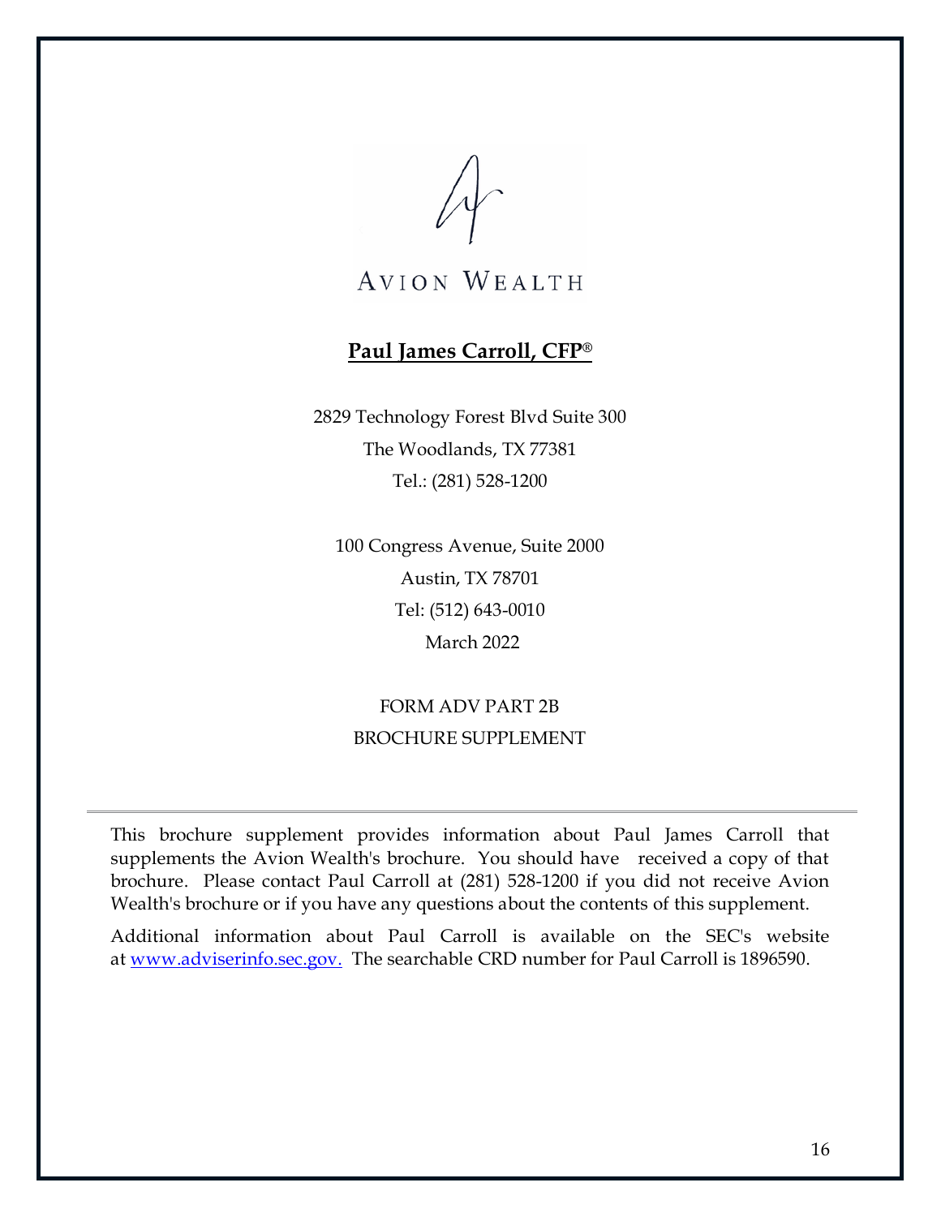AVION WEALTH

**Paul James Carroll, CFP®**

2829 Technology Forest Blvd Suite 300
The Woodlands, TX 77381
Tel.: (281) 528-1200

100 Congress Avenue, Suite 2000
Austin, TX 78701
Tel: (512) 643-0010
March 2022

FORM ADV PART 2B
BROCHURE SUPPLEMENT

---

This brochure supplement provides information about Paul James Carroll that supplements the Avion Wealth's brochure. You should have received a copy of that brochure. Please contact Paul Carroll at (281) 528-1200 if you did not receive Avion Wealth's brochure or if you have any questions about the contents of this supplement.

Additional information about Paul Carroll is available on the SEC's website at [www.adviserinfo.sec.gov.](http://www.adviserinfo.sec.gov) The searchable CRD number for Paul Carroll is 1896590.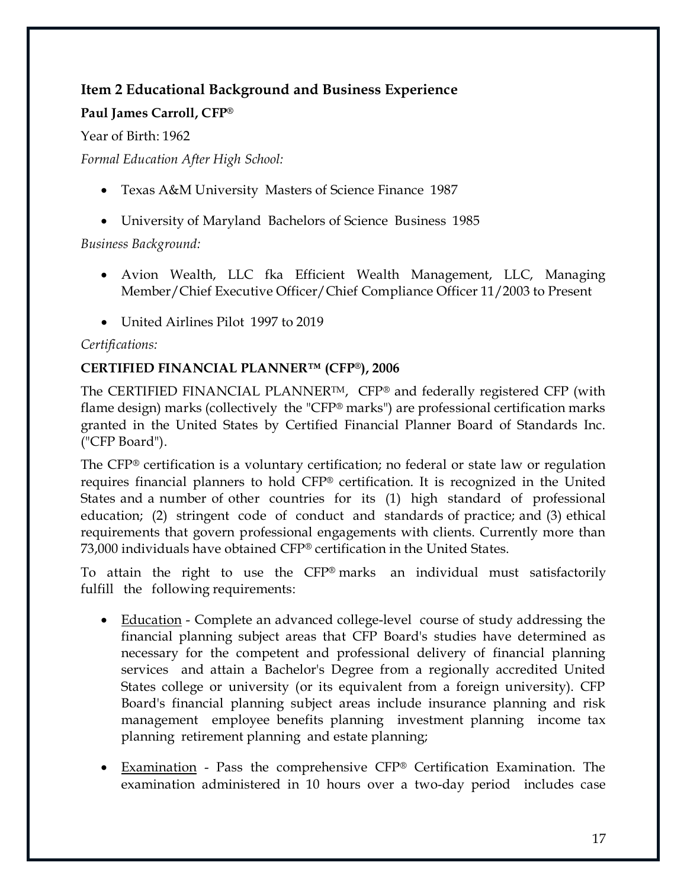## Item 2 Educational Background and Business Experience

**Paul James Carroll, CFP®**

Year of Birth: 1962

*Formal Education After High School:*

- Texas A&M University Masters of Science Finance 1987
- University of Maryland Bachelors of Science Business 1985

*Business Background:*

- Avion Wealth, LLC fka Efficient Wealth Management, LLC, Managing Member/Chief Executive Officer/Chief Compliance Officer 11/2003 to Present
- United Airlines Pilot 1997 to 2019

*Certifications:*

**CERTIFIED FINANCIAL PLANNER™ (CFP®), 2006**

The CERTIFIED FINANCIAL PLANNER™, CFP® and federally registered CFP (with flame design) marks (collectively the "CFP® marks") are professional certification marks granted in the United States by Certified Financial Planner Board of Standards Inc. ("CFP Board").

The CFP® certification is a voluntary certification; no federal or state law or regulation requires financial planners to hold CFP® certification. It is recognized in the United States and a number of other countries for its (1) high standard of professional education; (2) stringent code of conduct and standards of practice; and (3) ethical requirements that govern professional engagements with clients. Currently more than 73,000 individuals have obtained CFP® certification in the United States.

To attain the right to use the CFP® marks an individual must satisfactorily fulfill the following requirements:

- Education - Complete an advanced college-level course of study addressing the financial planning subject areas that CFP Board's studies have determined as necessary for the competent and professional delivery of financial planning services and attain a Bachelor's Degree from a regionally accredited United States college or university (or its equivalent from a foreign university). CFP Board's financial planning subject areas include insurance planning and risk management employee benefits planning investment planning income tax planning retirement planning and estate planning;
- Examination - Pass the comprehensive CFP® Certification Examination. The examination administered in 10 hours over a two-day period includes case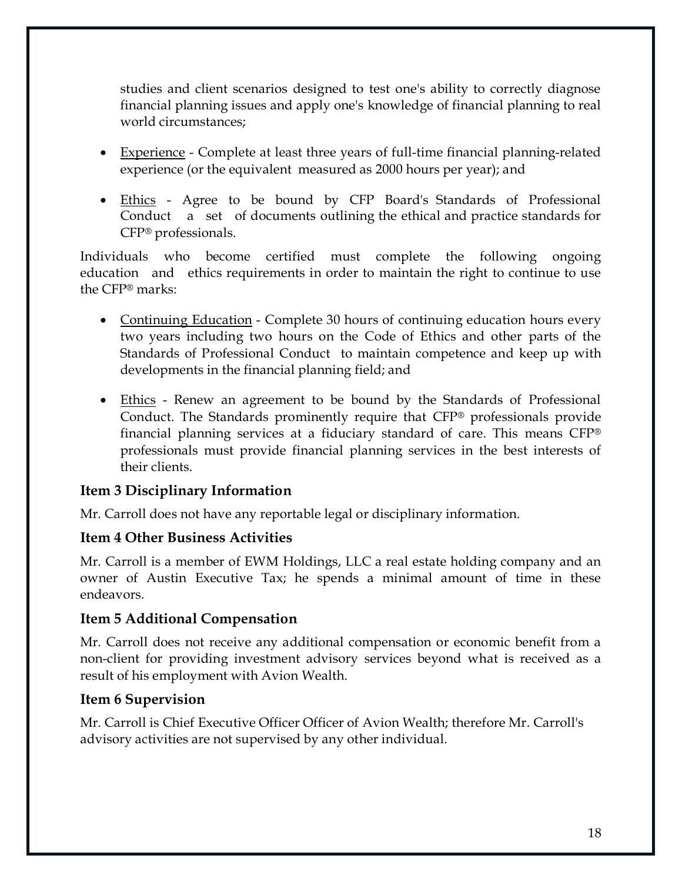studies and client scenarios designed to test one's ability to correctly diagnose financial planning issues and apply one's knowledge of financial planning to real world circumstances;

- Experience - Complete at least three years of full-time financial planning-related experience (or the equivalent measured as 2000 hours per year); and
- Ethics - Agree to be bound by CFP Board's Standards of Professional Conduct a set of documents outlining the ethical and practice standards for CFP® professionals.

Individuals who become certified must complete the following ongoing education and ethics requirements in order to maintain the right to continue to use the CFP® marks:

- Continuing Education - Complete 30 hours of continuing education hours every two years including two hours on the Code of Ethics and other parts of the Standards of Professional Conduct to maintain competence and keep up with developments in the financial planning field; and
- Ethics - Renew an agreement to be bound by the Standards of Professional Conduct. The Standards prominently require that CFP® professionals provide financial planning services at a fiduciary standard of care. This means CFP® professionals must provide financial planning services in the best interests of their clients.

### Item 3 Disciplinary Information

Mr. Carroll does not have any reportable legal or disciplinary information.

### Item 4 Other Business Activities

Mr. Carroll is a member of EWM Holdings, LLC a real estate holding company and an owner of Austin Executive Tax; he spends a minimal amount of time in these endeavors.

### Item 5 Additional Compensation

Mr. Carroll does not receive any additional compensation or economic benefit from a non-client for providing investment advisory services beyond what is received as a result of his employment with Avion Wealth.

### Item 6 Supervision

Mr. Carroll is Chief Executive Officer Officer of Avion Wealth; therefore Mr. Carroll's advisory activities are not supervised by any other individual.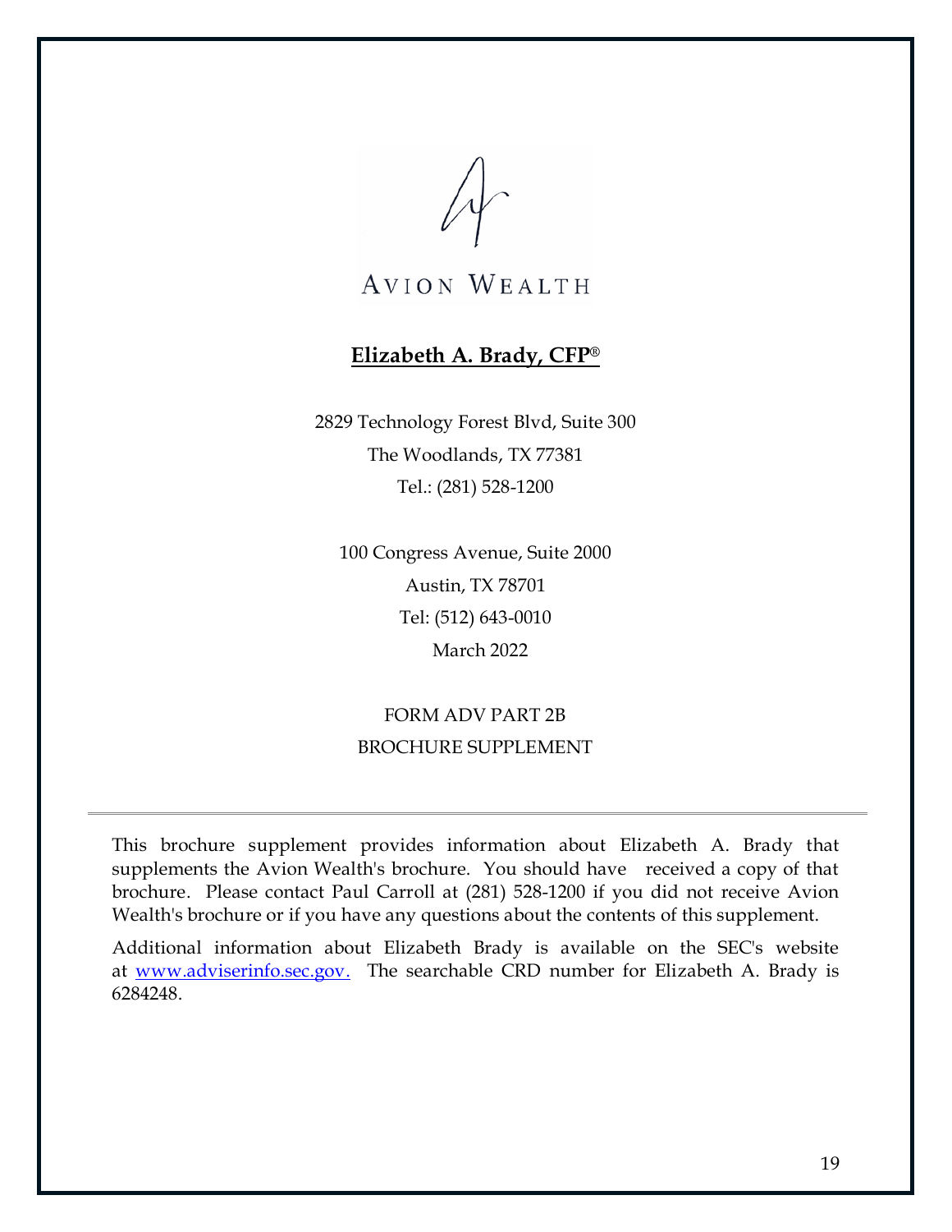AVION WEALTH

# Elizabeth A. Brady, CFP®

2829 Technology Forest Blvd, Suite 300
The Woodlands, TX 77381
Tel.: (281) 528-1200

100 Congress Avenue, Suite 2000
Austin, TX 78701
Tel: (512) 643-0010
March 2022

FORM ADV PART 2B
BROCHURE SUPPLEMENT

---

This brochure supplement provides information about Elizabeth A. Brady that supplements the Avion Wealth's brochure. You should have received a copy of that brochure. Please contact Paul Carroll at (281) 528-1200 if you did not receive Avion Wealth's brochure or if you have any questions about the contents of this supplement.

Additional information about Elizabeth Brady is available on the SEC's website at [www.adviserinfo.sec.gov.](http://www.adviserinfo.sec.gov) The searchable CRD number for Elizabeth A. Brady is 6284248.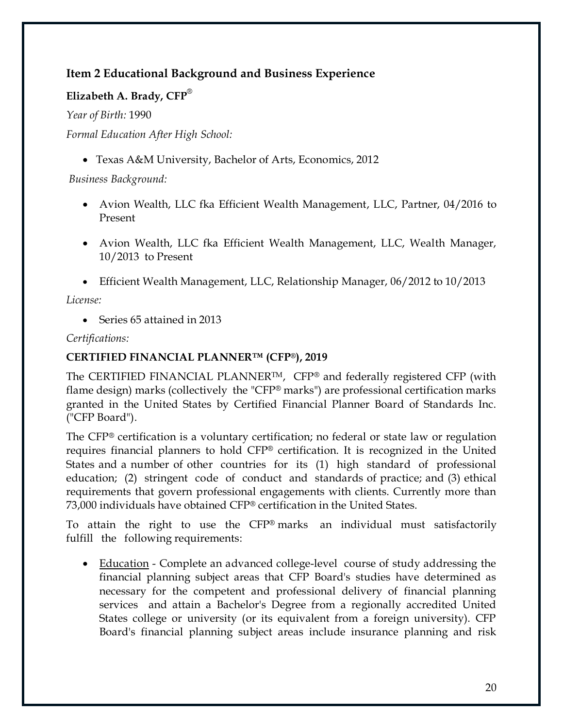## Item 2 Educational Background and Business Experience

**Elizabeth A. Brady, CFP®**

*Year of Birth:* 1990

*Formal Education After High School:*

- Texas A&M University, Bachelor of Arts, Economics, 2012

*Business Background:*

- Avion Wealth, LLC fka Efficient Wealth Management, LLC, Partner, 04/2016 to Present
- Avion Wealth, LLC fka Efficient Wealth Management, LLC, Wealth Manager, 10/2013 to Present
- Efficient Wealth Management, LLC, Relationship Manager, 06/2012 to 10/2013

*License:*

- Series 65 attained in 2013

*Certifications:*

**CERTIFIED FINANCIAL PLANNER™ (CFP®), 2019**

The CERTIFIED FINANCIAL PLANNER™, CFP® and federally registered CFP (with flame design) marks (collectively the "CFP® marks") are professional certification marks granted in the United States by Certified Financial Planner Board of Standards Inc. ("CFP Board").

The CFP® certification is a voluntary certification; no federal or state law or regulation requires financial planners to hold CFP® certification. It is recognized in the United States and a number of other countries for its (1) high standard of professional education; (2) stringent code of conduct and standards of practice; and (3) ethical requirements that govern professional engagements with clients. Currently more than 73,000 individuals have obtained CFP® certification in the United States.

To attain the right to use the CFP® marks an individual must satisfactorily fulfill the following requirements:

- Education - Complete an advanced college-level course of study addressing the financial planning subject areas that CFP Board's studies have determined as necessary for the competent and professional delivery of financial planning services and attain a Bachelor's Degree from a regionally accredited United States college or university (or its equivalent from a foreign university). CFP Board's financial planning subject areas include insurance planning and risk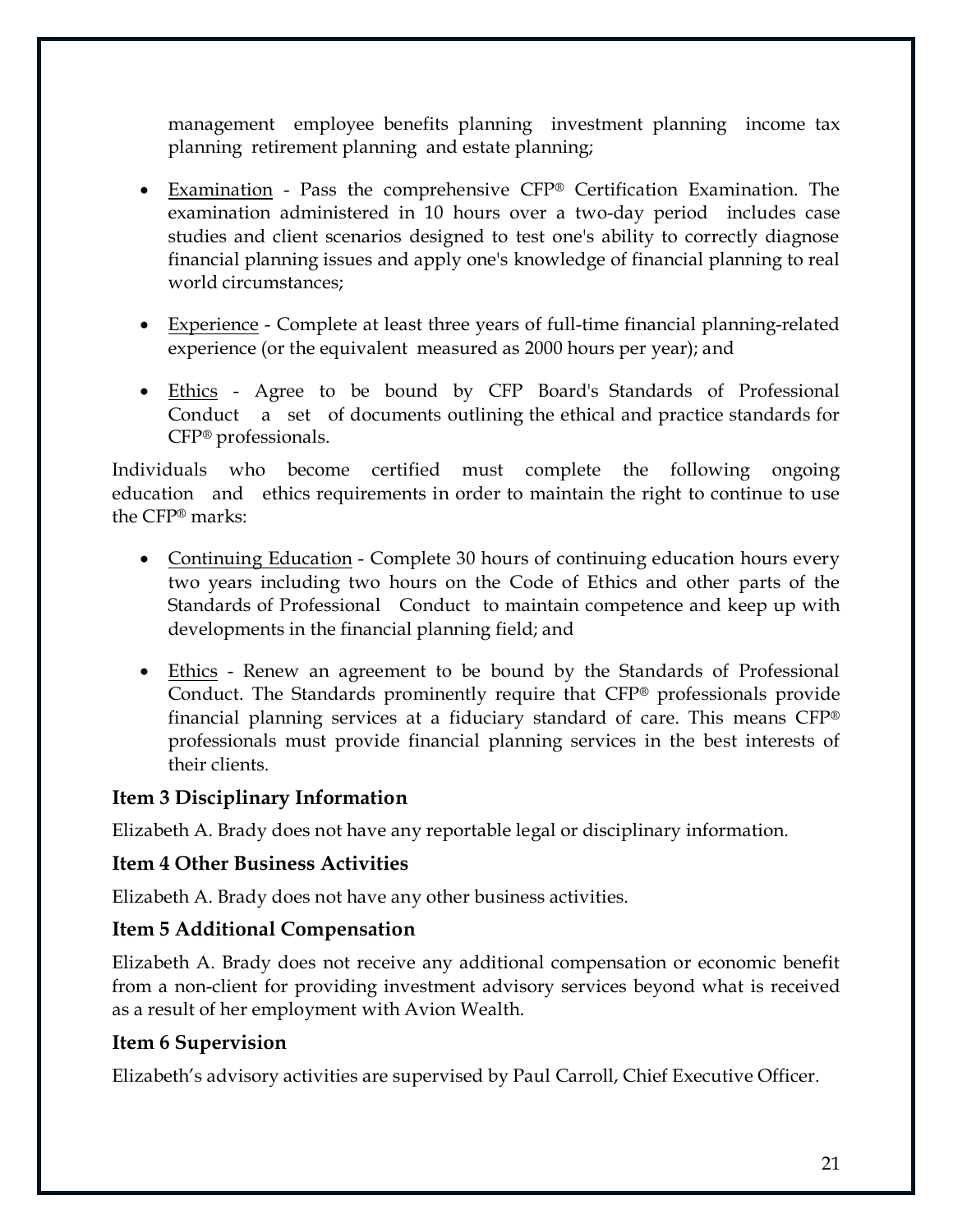management employee benefits planning investment planning income tax planning retirement planning and estate planning;

- Examination - Pass the comprehensive CFP® Certification Examination. The examination administered in 10 hours over a two-day period includes case studies and client scenarios designed to test one's ability to correctly diagnose financial planning issues and apply one's knowledge of financial planning to real world circumstances;
- Experience - Complete at least three years of full-time financial planning-related experience (or the equivalent measured as 2000 hours per year); and
- Ethics - Agree to be bound by CFP Board's Standards of Professional Conduct a set of documents outlining the ethical and practice standards for CFP® professionals.

Individuals who become certified must complete the following ongoing education and ethics requirements in order to maintain the right to continue to use the CFP® marks:

- Continuing Education - Complete 30 hours of continuing education hours every two years including two hours on the Code of Ethics and other parts of the Standards of Professional Conduct to maintain competence and keep up with developments in the financial planning field; and
- Ethics - Renew an agreement to be bound by the Standards of Professional Conduct. The Standards prominently require that CFP® professionals provide financial planning services at a fiduciary standard of care. This means CFP® professionals must provide financial planning services in the best interests of their clients.

### Item 3 Disciplinary Information

Elizabeth A. Brady does not have any reportable legal or disciplinary information.

### Item 4 Other Business Activities

Elizabeth A. Brady does not have any other business activities.

### Item 5 Additional Compensation

Elizabeth A. Brady does not receive any additional compensation or economic benefit from a non-client for providing investment advisory services beyond what is received as a result of her employment with Avion Wealth.

### Item 6 Supervision

Elizabeth's advisory activities are supervised by Paul Carroll, Chief Executive Officer.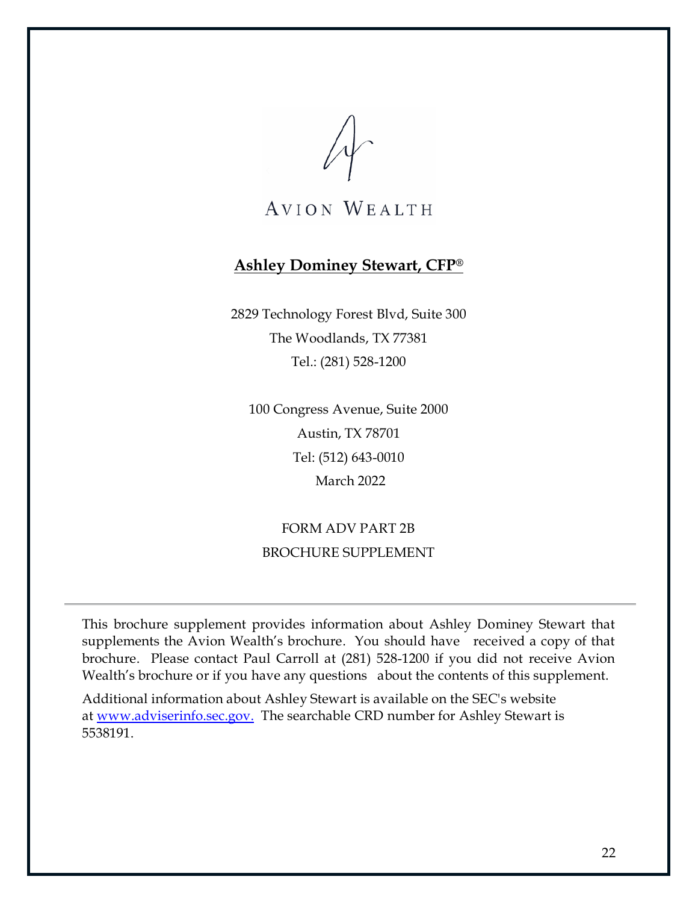AVION WEALTH

## Ashley Dominey Stewart, CFP®

2829 Technology Forest Blvd, Suite 300
The Woodlands, TX 77381
Tel.: (281) 528-1200

100 Congress Avenue, Suite 2000
Austin, TX 78701
Tel: (512) 643-0010
March 2022

FORM ADV PART 2B
BROCHURE SUPPLEMENT

---

This brochure supplement provides information about Ashley Dominey Stewart that supplements the Avion Wealth's brochure. You should have received a copy of that brochure. Please contact Paul Carroll at (281) 528-1200 if you did not receive Avion Wealth's brochure or if you have any questions about the contents of this supplement.

Additional information about Ashley Stewart is available on the SEC's website at [www.adviserinfo.sec.gov.](http://www.adviserinfo.sec.gov) The searchable CRD number for Ashley Stewart is 5538191.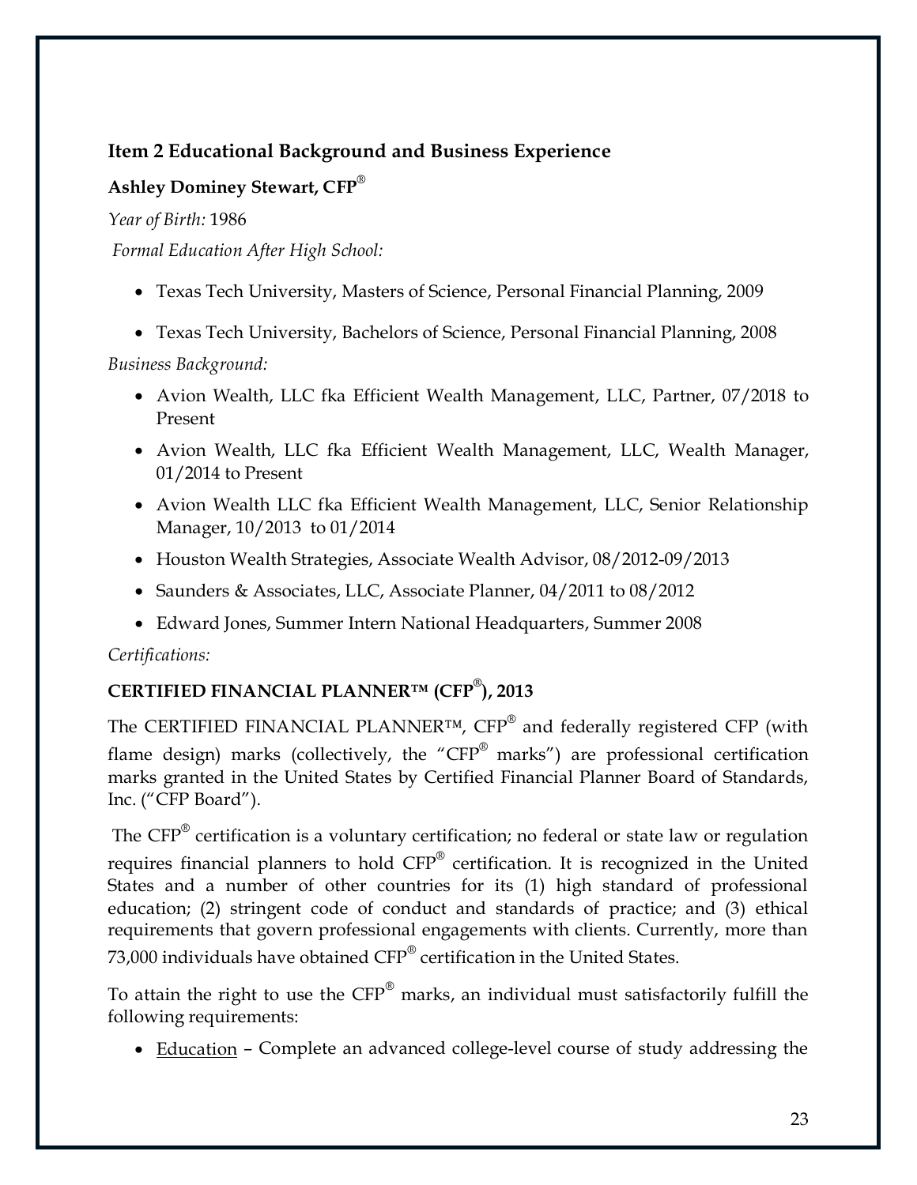## Item 2 Educational Background and Business Experience

### Ashley Dominey Stewart, CFP®

*Year of Birth:* 1986

*Formal Education After High School:*

- Texas Tech University, Masters of Science, Personal Financial Planning, 2009
- Texas Tech University, Bachelors of Science, Personal Financial Planning, 2008

*Business Background:*

- Avion Wealth, LLC fka Efficient Wealth Management, LLC, Partner, 07/2018 to Present
- Avion Wealth, LLC fka Efficient Wealth Management, LLC, Wealth Manager, 01/2014 to Present
- Avion Wealth LLC fka Efficient Wealth Management, LLC, Senior Relationship Manager, 10/2013 to 01/2014
- Houston Wealth Strategies, Associate Wealth Advisor, 08/2012-09/2013
- Saunders & Associates, LLC, Associate Planner, 04/2011 to 08/2012
- Edward Jones, Summer Intern National Headquarters, Summer 2008

*Certifications:*

**CERTIFIED FINANCIAL PLANNER™ (CFP®), 2013**

The CERTIFIED FINANCIAL PLANNER™, CFP® and federally registered CFP (with flame design) marks (collectively, the "CFP® marks") are professional certification marks granted in the United States by Certified Financial Planner Board of Standards, Inc. ("CFP Board").

The CFP® certification is a voluntary certification; no federal or state law or regulation requires financial planners to hold CFP® certification. It is recognized in the United States and a number of other countries for its (1) high standard of professional education; (2) stringent code of conduct and standards of practice; and (3) ethical requirements that govern professional engagements with clients. Currently, more than 73,000 individuals have obtained CFP® certification in the United States.

To attain the right to use the CFP® marks, an individual must satisfactorily fulfill the following requirements:

- Education – Complete an advanced college-level course of study addressing the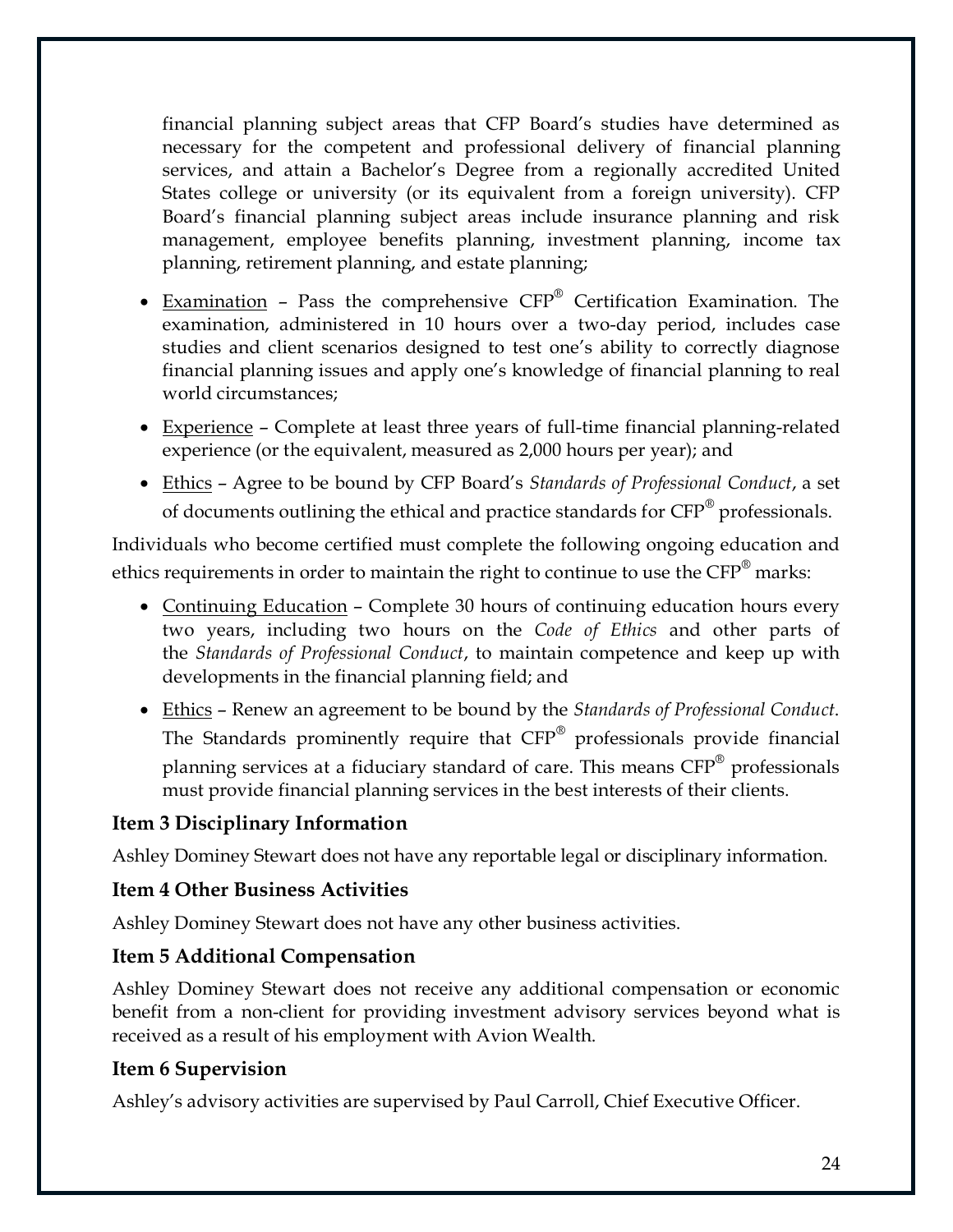financial planning subject areas that CFP Board's studies have determined as necessary for the competent and professional delivery of financial planning services, and attain a Bachelor's Degree from a regionally accredited United States college or university (or its equivalent from a foreign university). CFP Board's financial planning subject areas include insurance planning and risk management, employee benefits planning, investment planning, income tax planning, retirement planning, and estate planning;

- Examination – Pass the comprehensive CFP® Certification Examination. The examination, administered in 10 hours over a two-day period, includes case studies and client scenarios designed to test one's ability to correctly diagnose financial planning issues and apply one's knowledge of financial planning to real world circumstances;
- Experience – Complete at least three years of full-time financial planning-related experience (or the equivalent, measured as 2,000 hours per year); and
- Ethics – Agree to be bound by CFP Board's *Standards of Professional Conduct*, a set of documents outlining the ethical and practice standards for CFP® professionals.

Individuals who become certified must complete the following ongoing education and ethics requirements in order to maintain the right to continue to use the CFP® marks:

- Continuing Education – Complete 30 hours of continuing education hours every two years, including two hours on the *Code of Ethics* and other parts of the *Standards of Professional Conduct*, to maintain competence and keep up with developments in the financial planning field; and
- Ethics – Renew an agreement to be bound by the *Standards of Professional Conduct*. The Standards prominently require that CFP® professionals provide financial planning services at a fiduciary standard of care. This means CFP® professionals must provide financial planning services in the best interests of their clients.

## Item 3 Disciplinary Information

Ashley Dominey Stewart does not have any reportable legal or disciplinary information.

## Item 4 Other Business Activities

Ashley Dominey Stewart does not have any other business activities.

## Item 5 Additional Compensation

Ashley Dominey Stewart does not receive any additional compensation or economic benefit from a non-client for providing investment advisory services beyond what is received as a result of his employment with Avion Wealth.

## Item 6 Supervision

Ashley's advisory activities are supervised by Paul Carroll, Chief Executive Officer.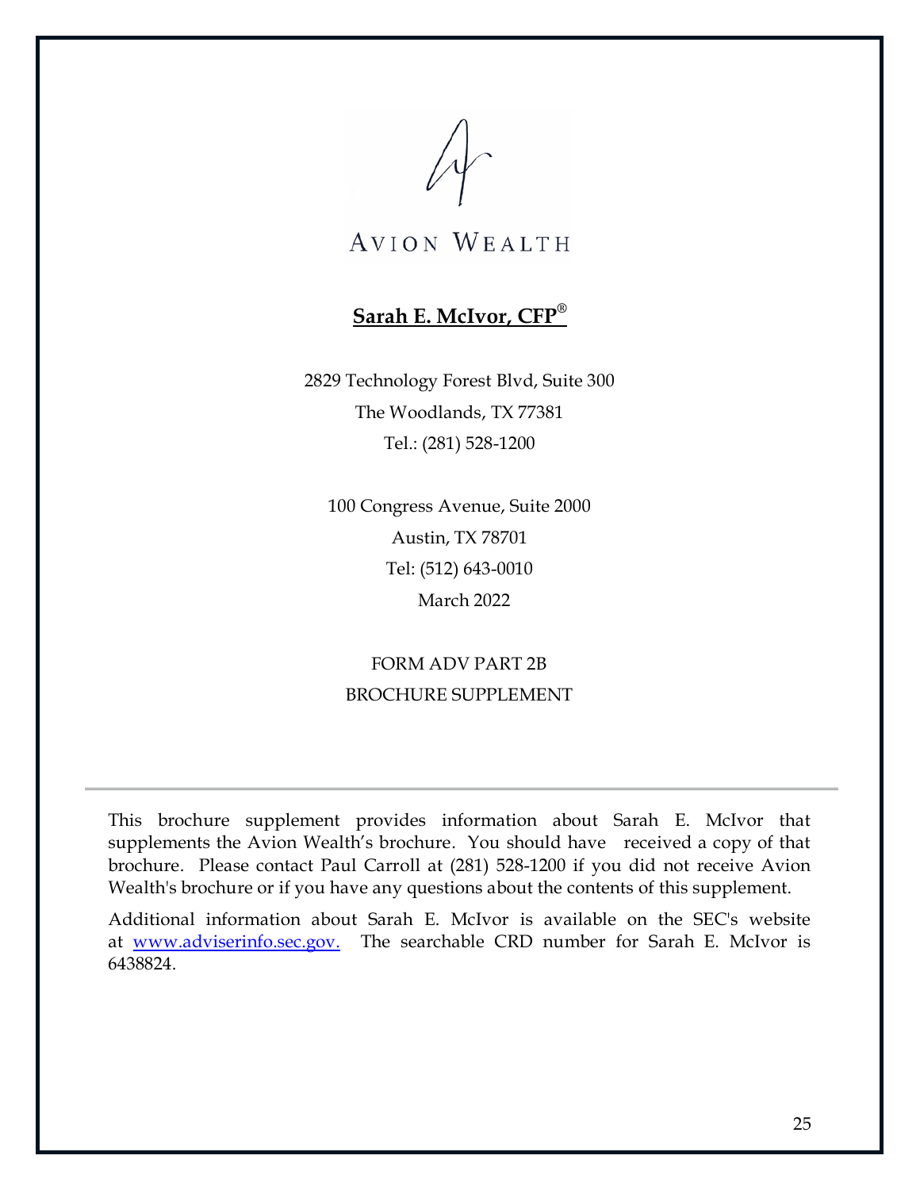AVION WEALTH

**Sarah E. McIvor, CFP®**

2829 Technology Forest Blvd, Suite 300
The Woodlands, TX 77381
Tel.: (281) 528-1200

100 Congress Avenue, Suite 2000
Austin, TX 78701
Tel: (512) 643-0010
March 2022

FORM ADV PART 2B
BROCHURE SUPPLEMENT

---

This brochure supplement provides information about Sarah E. McIvor that supplements the Avion Wealth's brochure. You should have received a copy of that brochure. Please contact Paul Carroll at (281) 528-1200 if you did not receive Avion Wealth's brochure or if you have any questions about the contents of this supplement.

Additional information about Sarah E. McIvor is available on the SEC's website at [www.adviserinfo.sec.gov.](http://www.adviserinfo.sec.gov) The searchable CRD number for Sarah E. McIvor is 6438824.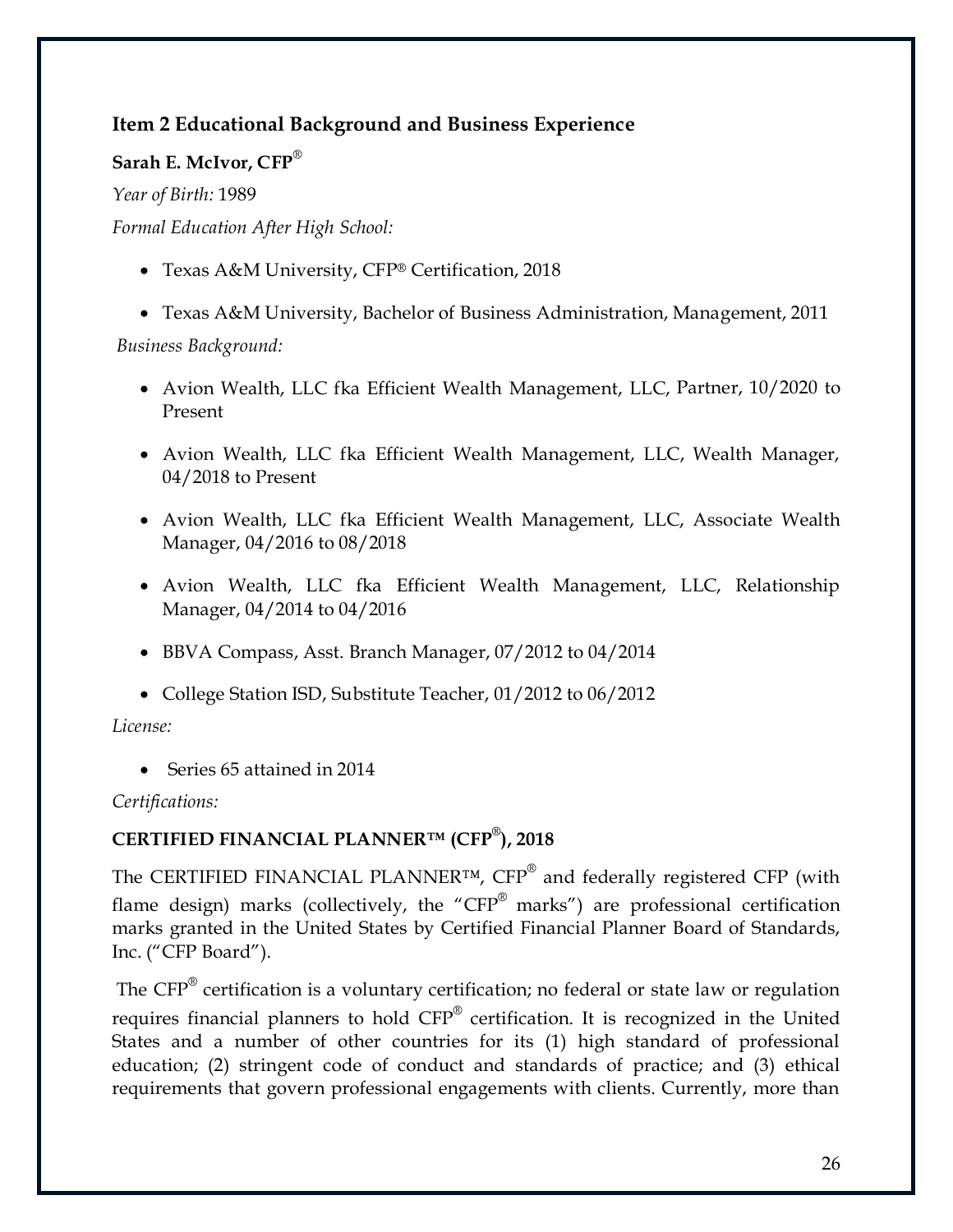### Item 2 Educational Background and Business Experience

**Sarah E. McIvor, CFP®**

*Year of Birth:* 1989

*Formal Education After High School:*

- Texas A&M University, CFP® Certification, 2018
- Texas A&M University, Bachelor of Business Administration, Management, 2011

*Business Background:*

- Avion Wealth, LLC fka Efficient Wealth Management, LLC, Partner, 10/2020 to Present
- Avion Wealth, LLC fka Efficient Wealth Management, LLC, Wealth Manager, 04/2018 to Present
- Avion Wealth, LLC fka Efficient Wealth Management, LLC, Associate Wealth Manager, 04/2016 to 08/2018
- Avion Wealth, LLC fka Efficient Wealth Management, LLC, Relationship Manager, 04/2014 to 04/2016
- BBVA Compass, Asst. Branch Manager, 07/2012 to 04/2014
- College Station ISD, Substitute Teacher, 01/2012 to 06/2012

*License:*

- Series 65 attained in 2014

*Certifications:*

**CERTIFIED FINANCIAL PLANNER™ (CFP®), 2018**

The CERTIFIED FINANCIAL PLANNER™, CFP® and federally registered CFP (with flame design) marks (collectively, the "CFP® marks") are professional certification marks granted in the United States by Certified Financial Planner Board of Standards, Inc. ("CFP Board").

The CFP® certification is a voluntary certification; no federal or state law or regulation requires financial planners to hold CFP® certification. It is recognized in the United States and a number of other countries for its (1) high standard of professional education; (2) stringent code of conduct and standards of practice; and (3) ethical requirements that govern professional engagements with clients. Currently, more than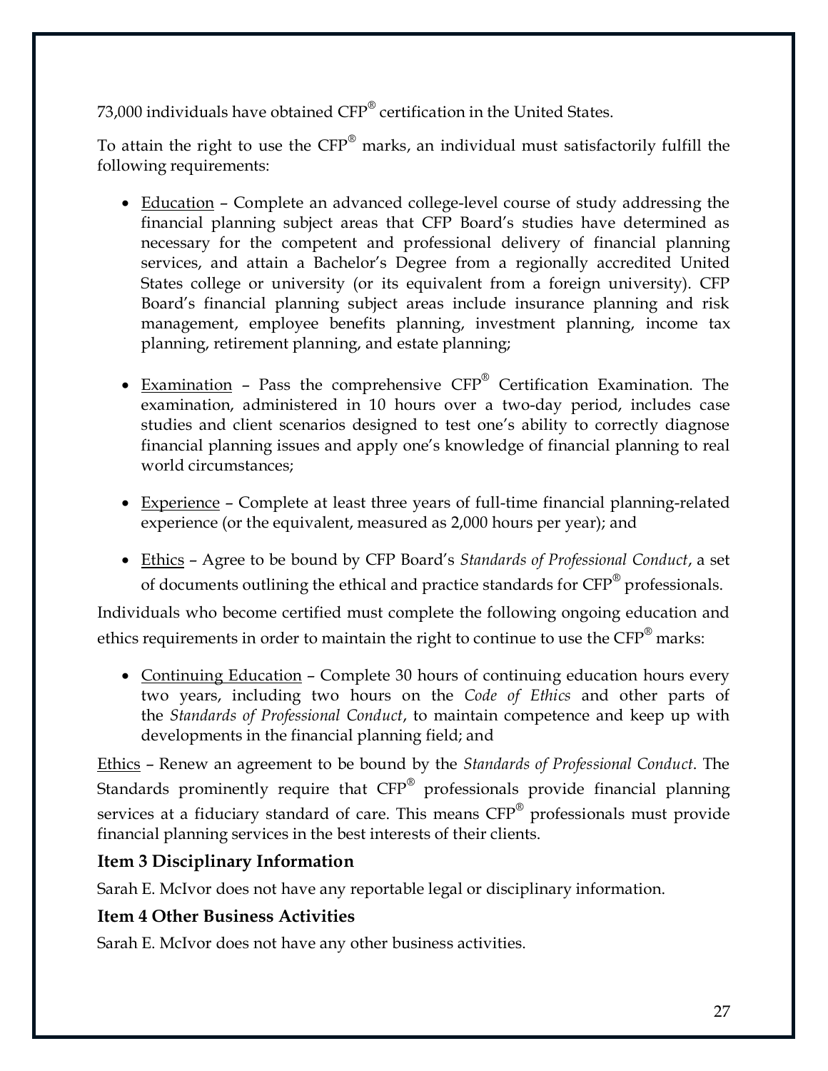73,000 individuals have obtained CFP® certification in the United States.

To attain the right to use the CFP® marks, an individual must satisfactorily fulfill the following requirements:

- Education – Complete an advanced college-level course of study addressing the financial planning subject areas that CFP Board's studies have determined as necessary for the competent and professional delivery of financial planning services, and attain a Bachelor's Degree from a regionally accredited United States college or university (or its equivalent from a foreign university). CFP Board's financial planning subject areas include insurance planning and risk management, employee benefits planning, investment planning, income tax planning, retirement planning, and estate planning;
- Examination – Pass the comprehensive CFP® Certification Examination. The examination, administered in 10 hours over a two-day period, includes case studies and client scenarios designed to test one's ability to correctly diagnose financial planning issues and apply one's knowledge of financial planning to real world circumstances;
- Experience – Complete at least three years of full-time financial planning-related experience (or the equivalent, measured as 2,000 hours per year); and
- Ethics – Agree to be bound by CFP Board's *Standards of Professional Conduct*, a set of documents outlining the ethical and practice standards for CFP® professionals.

Individuals who become certified must complete the following ongoing education and ethics requirements in order to maintain the right to continue to use the CFP® marks:

- Continuing Education – Complete 30 hours of continuing education hours every two years, including two hours on the *Code of Ethics* and other parts of the *Standards of Professional Conduct*, to maintain competence and keep up with developments in the financial planning field; and

Ethics – Renew an agreement to be bound by the *Standards of Professional Conduct*. The Standards prominently require that CFP® professionals provide financial planning services at a fiduciary standard of care. This means CFP® professionals must provide financial planning services in the best interests of their clients.

## Item 3 Disciplinary Information

Sarah E. McIvor does not have any reportable legal or disciplinary information.

## Item 4 Other Business Activities

Sarah E. McIvor does not have any other business activities.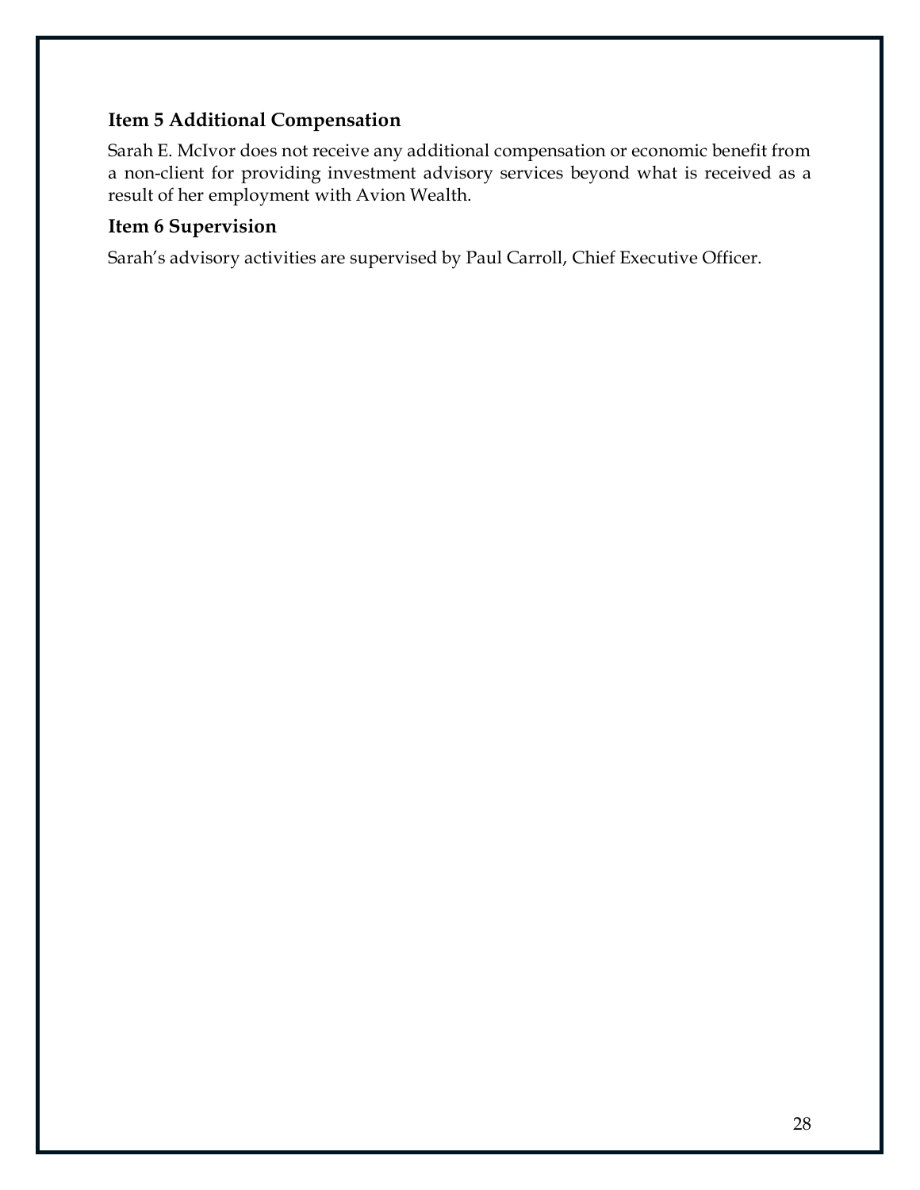## Item 5 Additional Compensation

Sarah E. McIvor does not receive any additional compensation or economic benefit from a non-client for providing investment advisory services beyond what is received as a result of her employment with Avion Wealth.

## Item 6 Supervision

Sarah's advisory activities are supervised by Paul Carroll, Chief Executive Officer.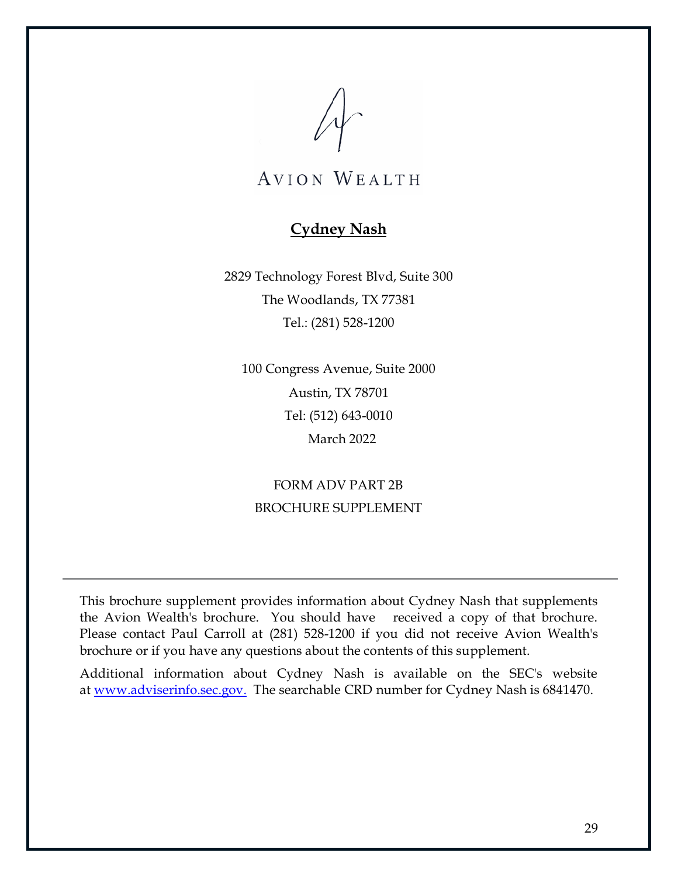AVION WEALTH

**Cydney Nash**

2829 Technology Forest Blvd, Suite 300

The Woodlands, TX 77381

Tel.: (281) 528-1200

100 Congress Avenue, Suite 2000

Austin, TX 78701

Tel: (512) 643-0010

March 2022

FORM ADV PART 2B

BROCHURE SUPPLEMENT

---

This brochure supplement provides information about Cydney Nash that supplements the Avion Wealth's brochure. You should have received a copy of that brochure. Please contact Paul Carroll at (281) 528-1200 if you did not receive Avion Wealth's brochure or if you have any questions about the contents of this supplement.

Additional information about Cydney Nash is available on the SEC's website at [www.adviserinfo.sec.gov.](http://www.adviserinfo.sec.gov) The searchable CRD number for Cydney Nash is 6841470.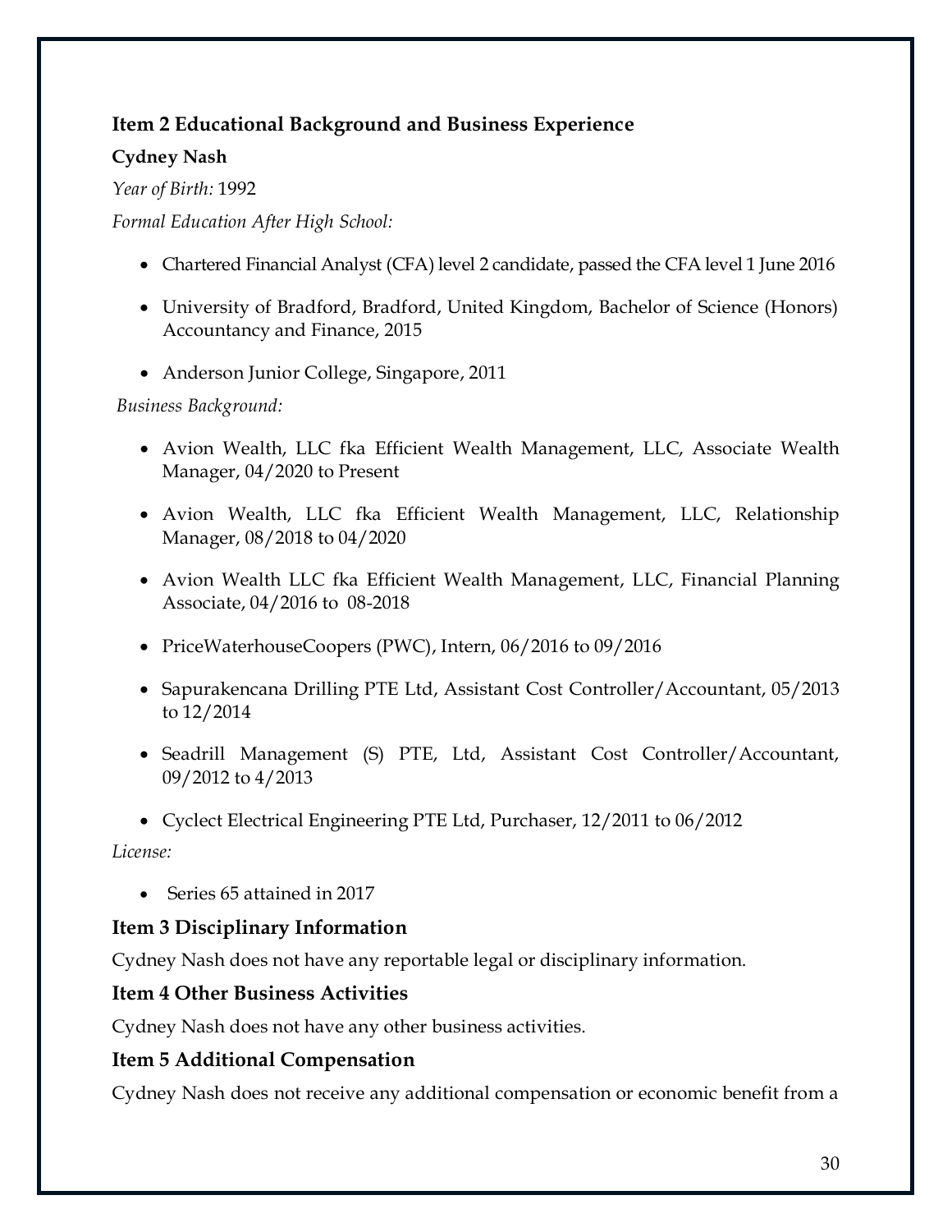## Item 2 Educational Background and Business Experience

**Cydney Nash**

*Year of Birth:* 1992

*Formal Education After High School:*

- Chartered Financial Analyst (CFA) level 2 candidate, passed the CFA level 1 June 2016
- University of Bradford, Bradford, United Kingdom, Bachelor of Science (Honors) Accountancy and Finance, 2015
- Anderson Junior College, Singapore, 2011

*Business Background:*

- Avion Wealth, LLC fka Efficient Wealth Management, LLC, Associate Wealth Manager, 04/2020 to Present
- Avion Wealth, LLC fka Efficient Wealth Management, LLC, Relationship Manager, 08/2018 to 04/2020
- Avion Wealth LLC fka Efficient Wealth Management, LLC, Financial Planning Associate, 04/2016 to 08-2018
- PriceWaterhouseCoopers (PWC), Intern, 06/2016 to 09/2016
- Sapurakencana Drilling PTE Ltd, Assistant Cost Controller/Accountant, 05/2013 to 12/2014
- Seadrill Management (S) PTE, Ltd, Assistant Cost Controller/Accountant, 09/2012 to 4/2013
- Cyclect Electrical Engineering PTE Ltd, Purchaser, 12/2011 to 06/2012

*License:*

- Series 65 attained in 2017

## Item 3 Disciplinary Information

Cydney Nash does not have any reportable legal or disciplinary information.

## Item 4 Other Business Activities

Cydney Nash does not have any other business activities.

## Item 5 Additional Compensation

Cydney Nash does not receive any additional compensation or economic benefit from a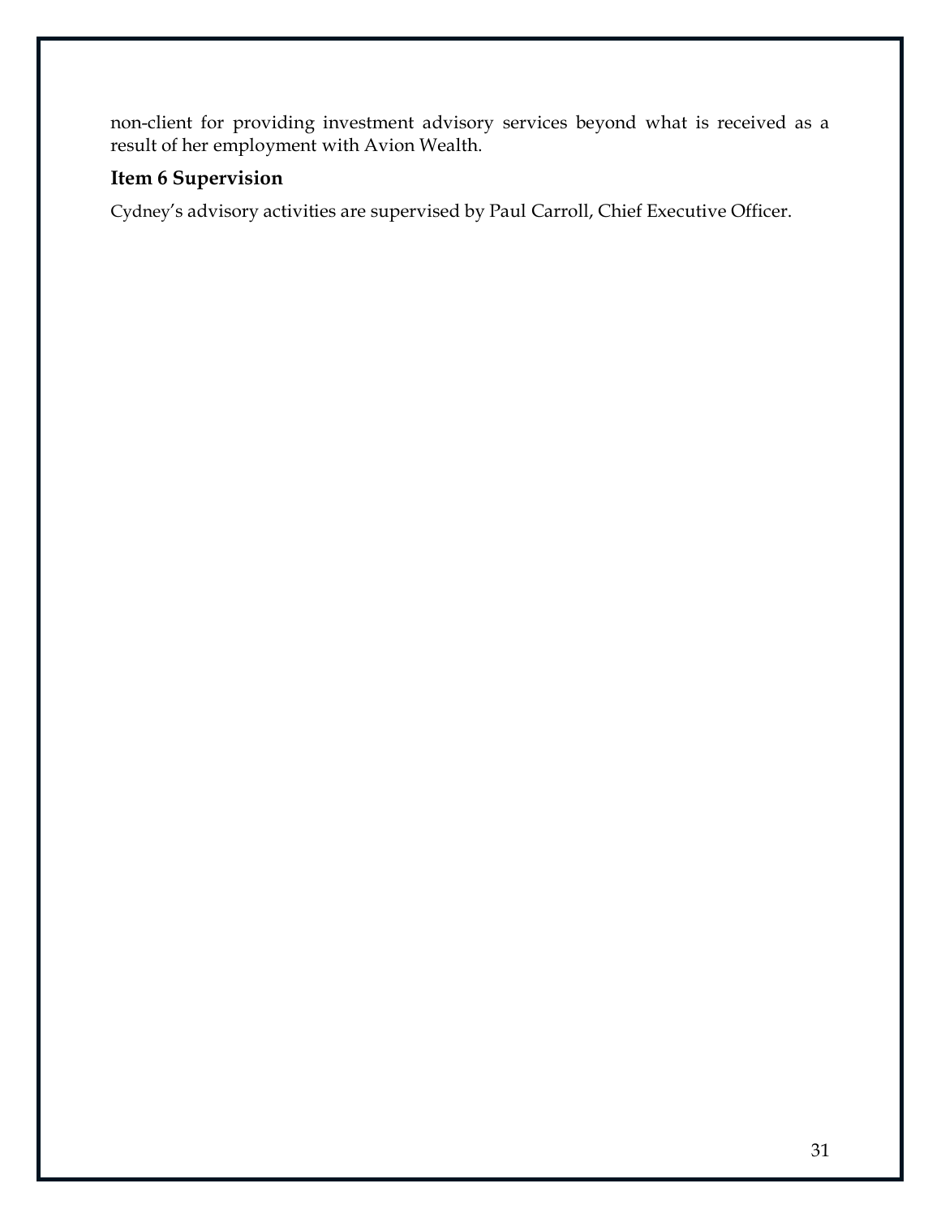non-client for providing investment advisory services beyond what is received as a result of her employment with Avion Wealth.

## Item 6 Supervision

Cydney's advisory activities are supervised by Paul Carroll, Chief Executive Officer.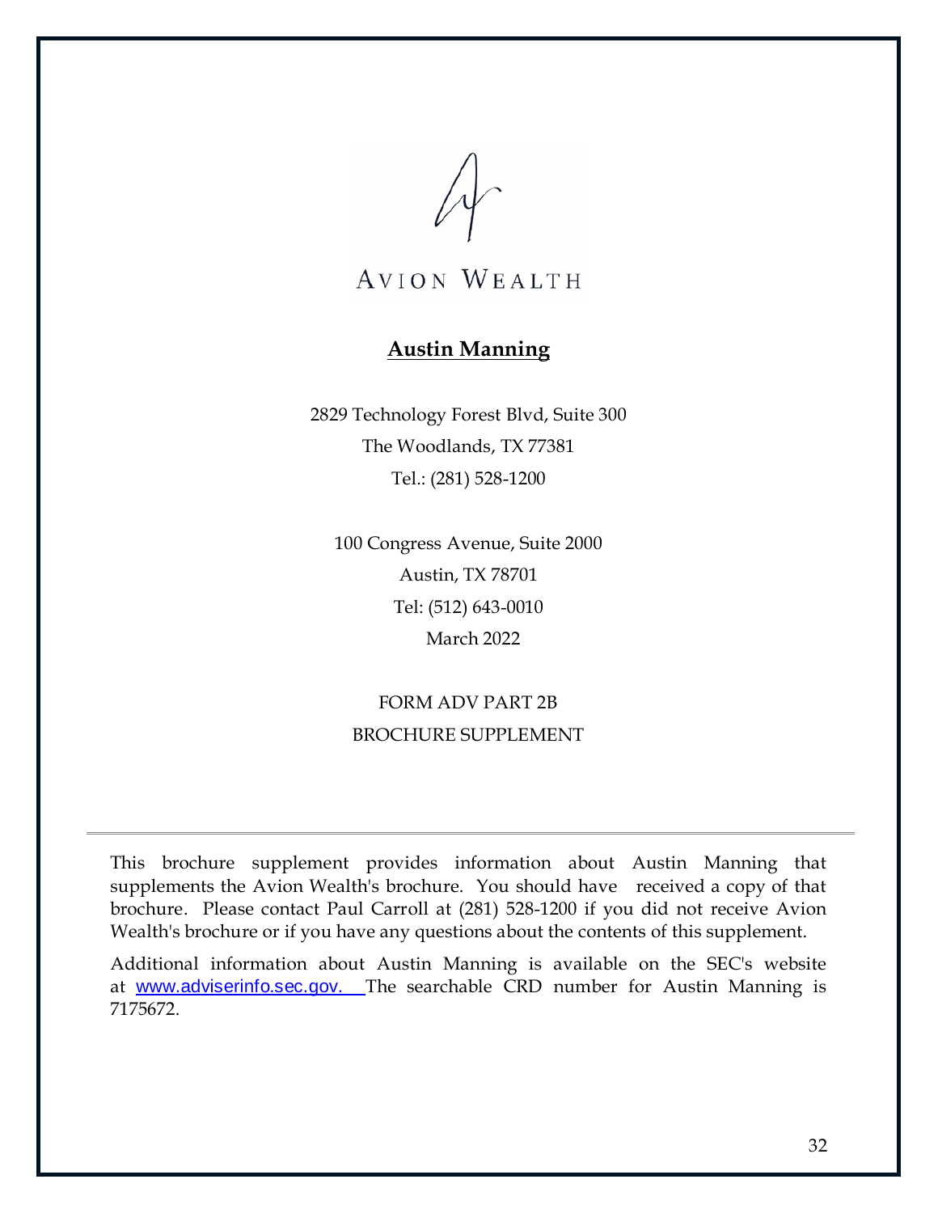AVION WEALTH

## Austin Manning

2829 Technology Forest Blvd, Suite 300
The Woodlands, TX 77381
Tel.: (281) 528-1200

100 Congress Avenue, Suite 2000
Austin, TX 78701
Tel: (512) 643-0010
March 2022

FORM ADV PART 2B
BROCHURE SUPPLEMENT

---

This brochure supplement provides information about Austin Manning that supplements the Avion Wealth's brochure. You should have received a copy of that brochure. Please contact Paul Carroll at (281) 528-1200 if you did not receive Avion Wealth's brochure or if you have any questions about the contents of this supplement.

Additional information about Austin Manning is available on the SEC's website at www.adviserinfo.sec.gov. The searchable CRD number for Austin Manning is 7175672.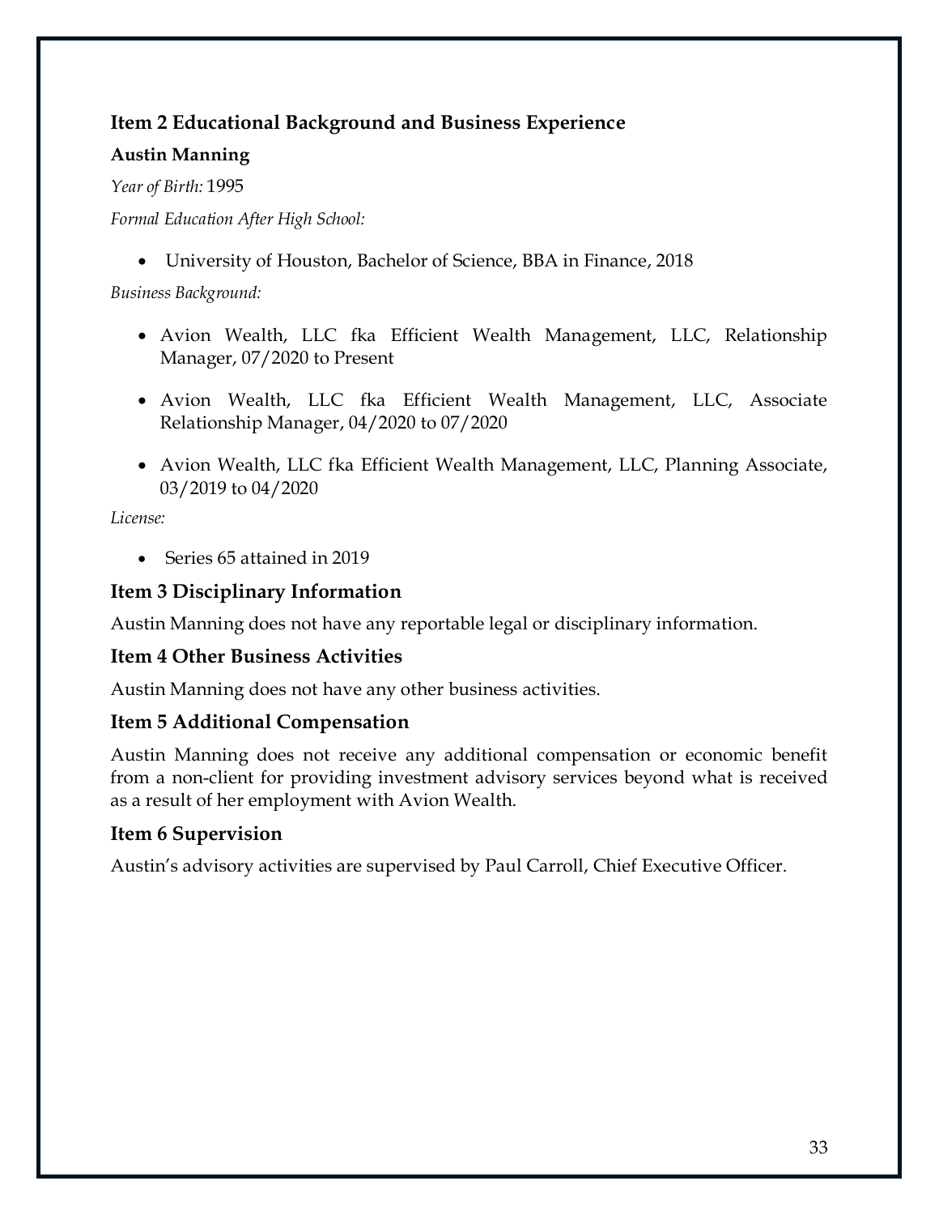## Item 2 Educational Background and Business Experience

**Austin Manning**

*Year of Birth:* 1995

*Formal Education After High School:*

- University of Houston, Bachelor of Science, BBA in Finance, 2018

*Business Background:*

- Avion Wealth, LLC fka Efficient Wealth Management, LLC, Relationship Manager, 07/2020 to Present
- Avion Wealth, LLC fka Efficient Wealth Management, LLC, Associate Relationship Manager, 04/2020 to 07/2020
- Avion Wealth, LLC fka Efficient Wealth Management, LLC, Planning Associate, 03/2019 to 04/2020

*License:*

- Series 65 attained in 2019

## Item 3 Disciplinary Information

Austin Manning does not have any reportable legal or disciplinary information.

## Item 4 Other Business Activities

Austin Manning does not have any other business activities.

## Item 5 Additional Compensation

Austin Manning does not receive any additional compensation or economic benefit from a non-client for providing investment advisory services beyond what is received as a result of her employment with Avion Wealth.

## Item 6 Supervision

Austin's advisory activities are supervised by Paul Carroll, Chief Executive Officer.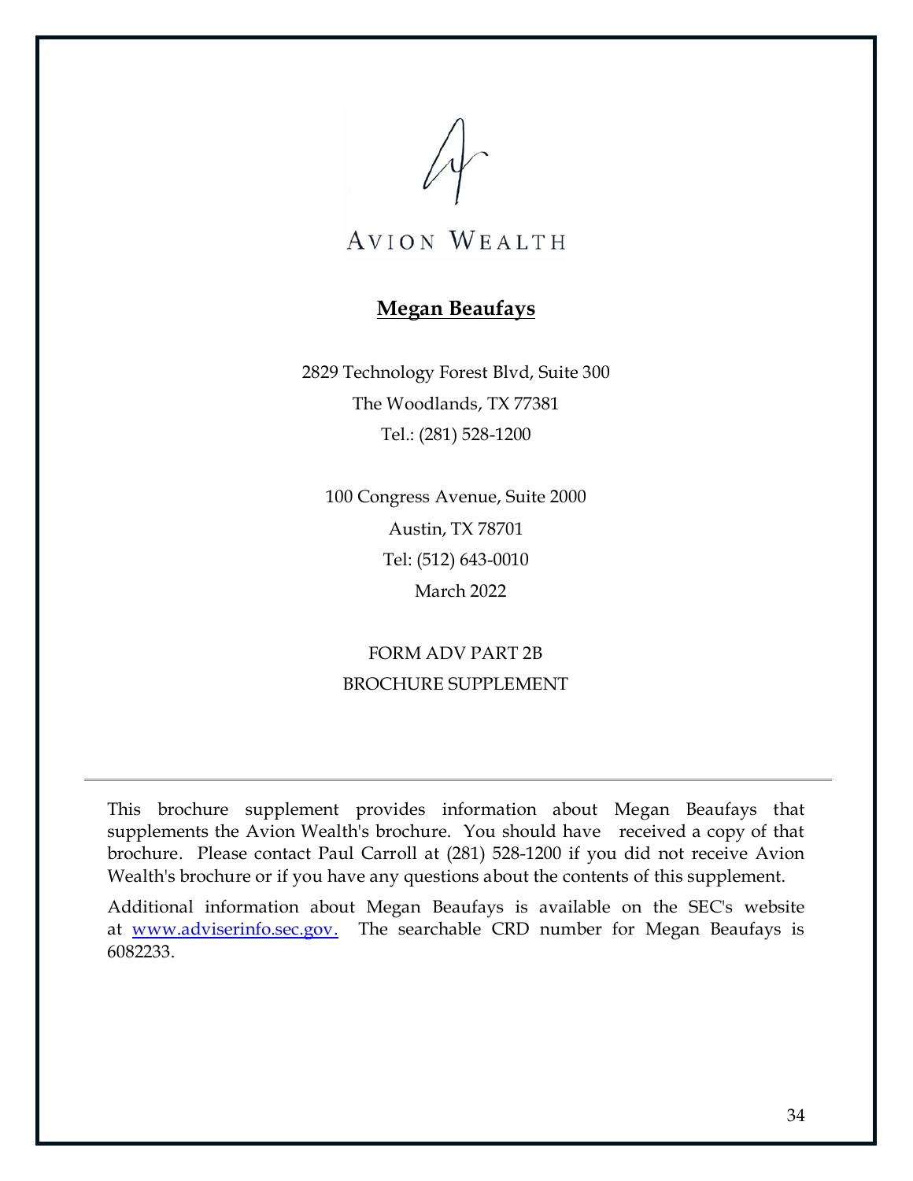AVION WEALTH

**Megan Beaufays**

2829 Technology Forest Blvd, Suite 300

The Woodlands, TX 77381

Tel.: (281) 528-1200

100 Congress Avenue, Suite 2000

Austin, TX 78701

Tel: (512) 643-0010

March 2022

FORM ADV PART 2B

BROCHURE SUPPLEMENT

---

This brochure supplement provides information about Megan Beaufays that supplements the Avion Wealth's brochure. You should have received a copy of that brochure. Please contact Paul Carroll at (281) 528-1200 if you did not receive Avion Wealth's brochure or if you have any questions about the contents of this supplement.

Additional information about Megan Beaufays is available on the SEC's website at [www.adviserinfo.sec.gov.](http://www.adviserinfo.sec.gov) The searchable CRD number for Megan Beaufays is 6082233.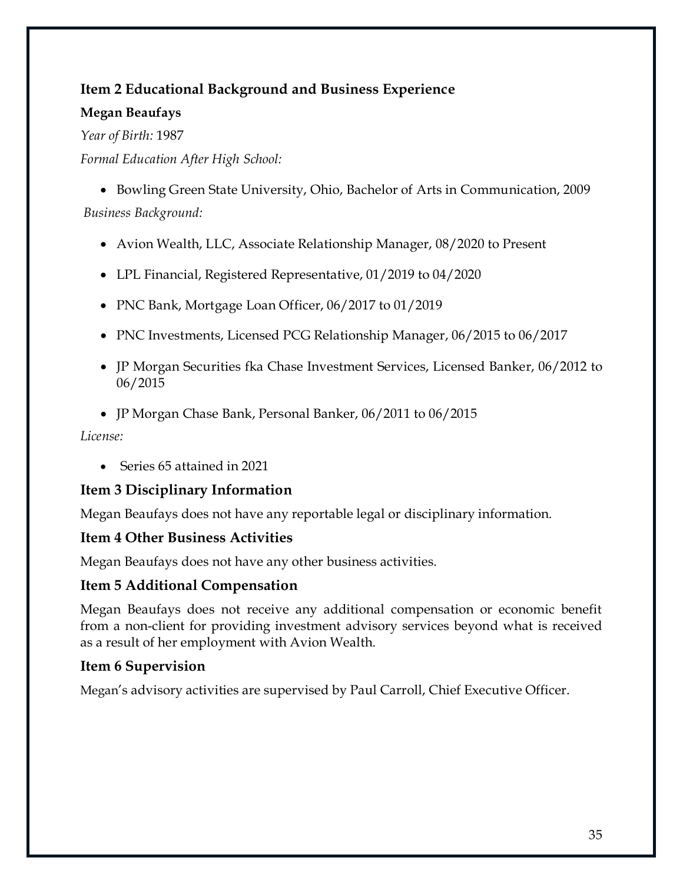## Item 2 Educational Background and Business Experience

**Megan Beaufays**

*Year of Birth:* 1987

*Formal Education After High School:*

- Bowling Green State University, Ohio, Bachelor of Arts in Communication, 2009

*Business Background:*

- Avion Wealth, LLC, Associate Relationship Manager, 08/2020 to Present
- LPL Financial, Registered Representative, 01/2019 to 04/2020
- PNC Bank, Mortgage Loan Officer, 06/2017 to 01/2019
- PNC Investments, Licensed PCG Relationship Manager, 06/2015 to 06/2017
- JP Morgan Securities fka Chase Investment Services, Licensed Banker, 06/2012 to 06/2015
- JP Morgan Chase Bank, Personal Banker, 06/2011 to 06/2015

*License:*

- Series 65 attained in 2021

## Item 3 Disciplinary Information

Megan Beaufays does not have any reportable legal or disciplinary information.

## Item 4 Other Business Activities

Megan Beaufays does not have any other business activities.

## Item 5 Additional Compensation

Megan Beaufays does not receive any additional compensation or economic benefit from a non-client for providing investment advisory services beyond what is received as a result of her employment with Avion Wealth.

## Item 6 Supervision

Megan's advisory activities are supervised by Paul Carroll, Chief Executive Officer.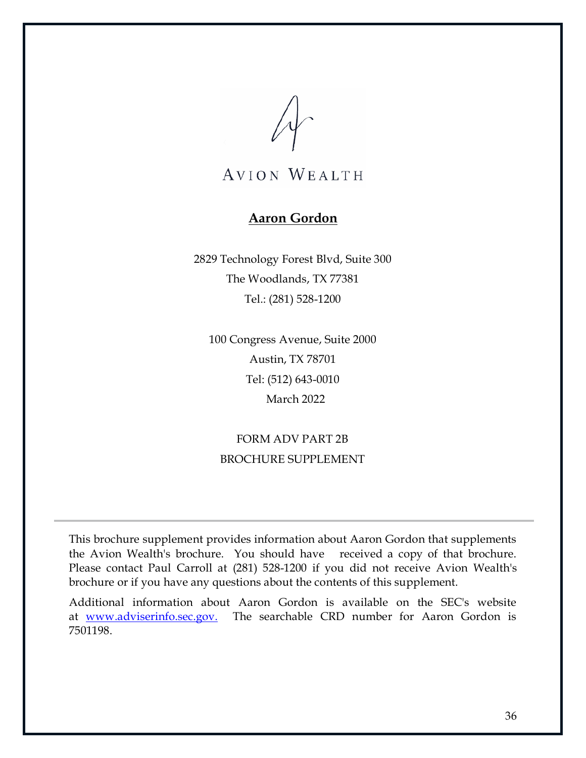AVION WEALTH

## Aaron Gordon

2829 Technology Forest Blvd, Suite 300
The Woodlands, TX 77381
Tel.: (281) 528-1200

100 Congress Avenue, Suite 2000
Austin, TX 78701
Tel: (512) 643-0010
March 2022

FORM ADV PART 2B
BROCHURE SUPPLEMENT

---

This brochure supplement provides information about Aaron Gordon that supplements the Avion Wealth's brochure. You should have received a copy of that brochure. Please contact Paul Carroll at (281) 528-1200 if you did not receive Avion Wealth's brochure or if you have any questions about the contents of this supplement.

Additional information about Aaron Gordon is available on the SEC's website at www.adviserinfo.sec.gov. The searchable CRD number for Aaron Gordon is 7501198.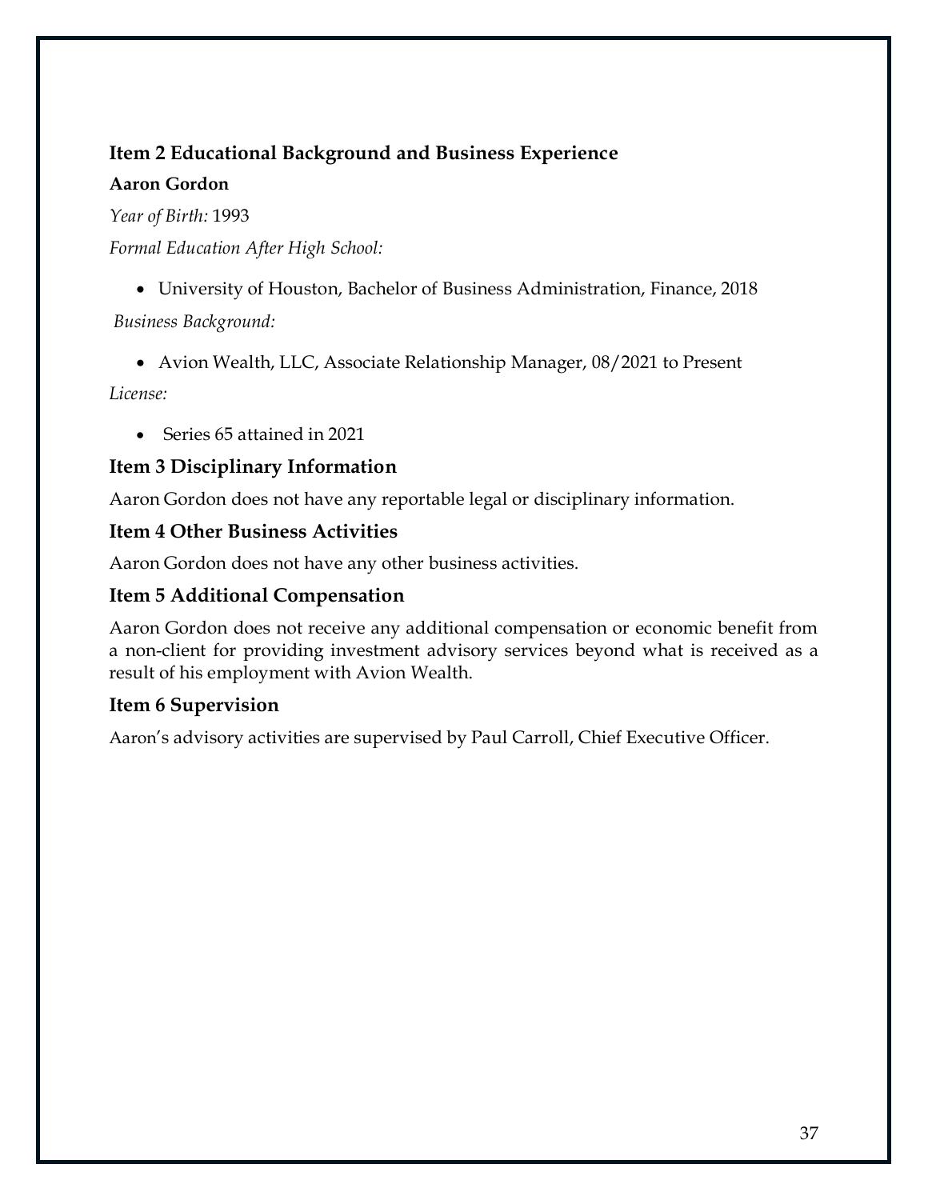### Item 2 Educational Background and Business Experience

**Aaron Gordon**

*Year of Birth:* 1993

*Formal Education After High School:*

- University of Houston, Bachelor of Business Administration, Finance, 2018

*Business Background:*

- Avion Wealth, LLC, Associate Relationship Manager, 08/2021 to Present

*License:*

- Series 65 attained in 2021

### Item 3 Disciplinary Information

Aaron Gordon does not have any reportable legal or disciplinary information.

### Item 4 Other Business Activities

Aaron Gordon does not have any other business activities.

### Item 5 Additional Compensation

Aaron Gordon does not receive any additional compensation or economic benefit from a non-client for providing investment advisory services beyond what is received as a result of his employment with Avion Wealth.

### Item 6 Supervision

Aaron's advisory activities are supervised by Paul Carroll, Chief Executive Officer.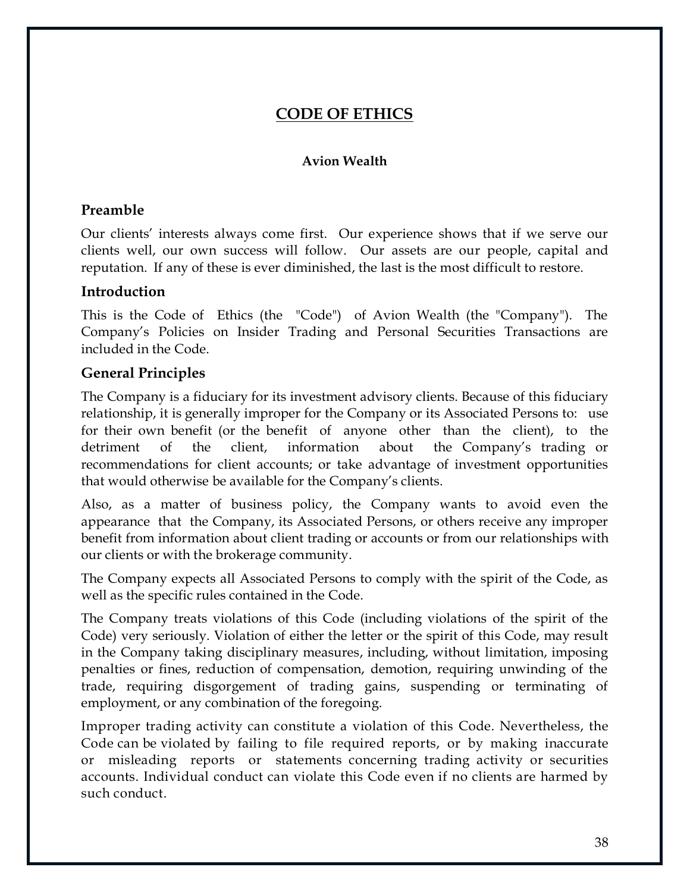# CODE OF ETHICS

**Avion Wealth**

## Preamble

Our clients' interests always come first. Our experience shows that if we serve our clients well, our own success will follow. Our assets are our people, capital and reputation. If any of these is ever diminished, the last is the most difficult to restore.

## Introduction

This is the Code of Ethics (the "Code") of Avion Wealth (the "Company"). The Company's Policies on Insider Trading and Personal Securities Transactions are included in the Code.

## General Principles

The Company is a fiduciary for its investment advisory clients. Because of this fiduciary relationship, it is generally improper for the Company or its Associated Persons to: use for their own benefit (or the benefit of anyone other than the client), to the detriment of the client, information about the Company's trading or recommendations for client accounts; or take advantage of investment opportunities that would otherwise be available for the Company's clients.

Also, as a matter of business policy, the Company wants to avoid even the appearance that the Company, its Associated Persons, or others receive any improper benefit from information about client trading or accounts or from our relationships with our clients or with the brokerage community.

The Company expects all Associated Persons to comply with the spirit of the Code, as well as the specific rules contained in the Code.

The Company treats violations of this Code (including violations of the spirit of the Code) very seriously. Violation of either the letter or the spirit of this Code, may result in the Company taking disciplinary measures, including, without limitation, imposing penalties or fines, reduction of compensation, demotion, requiring unwinding of the trade, requiring disgorgement of trading gains, suspending or terminating of employment, or any combination of the foregoing.

Improper trading activity can constitute a violation of this Code. Nevertheless, the Code can be violated by failing to file required reports, or by making inaccurate or misleading reports or statements concerning trading activity or securities accounts. Individual conduct can violate this Code even if no clients are harmed by such conduct.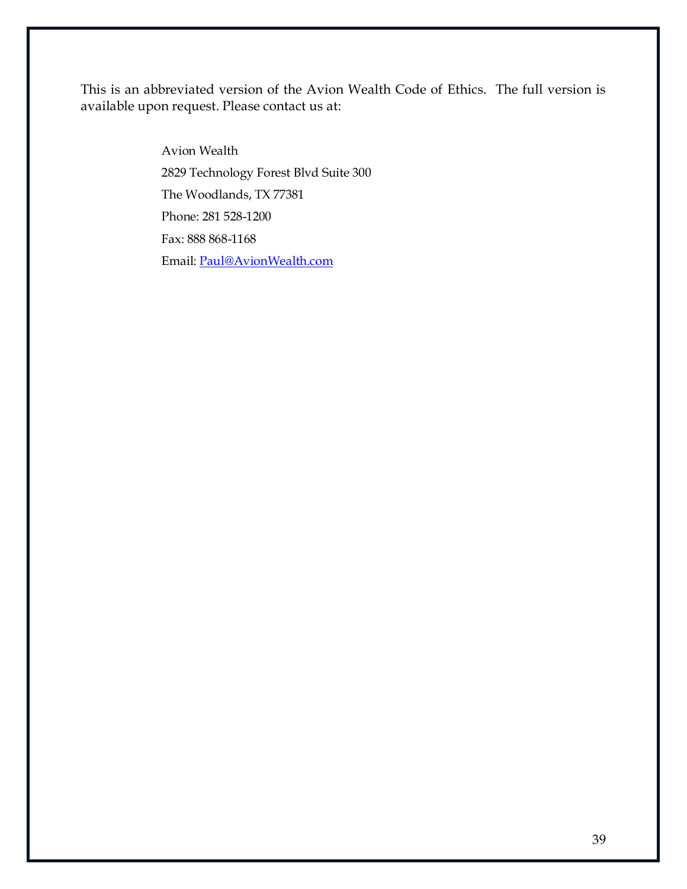This is an abbreviated version of the Avion Wealth Code of Ethics. The full version is available upon request. Please contact us at:

Avion Wealth  
2829 Technology Forest Blvd Suite 300  
The Woodlands, TX 77381  
Phone: 281 528-1200  
Fax: 888 868-1168  
Email: Paul@AvionWealth.com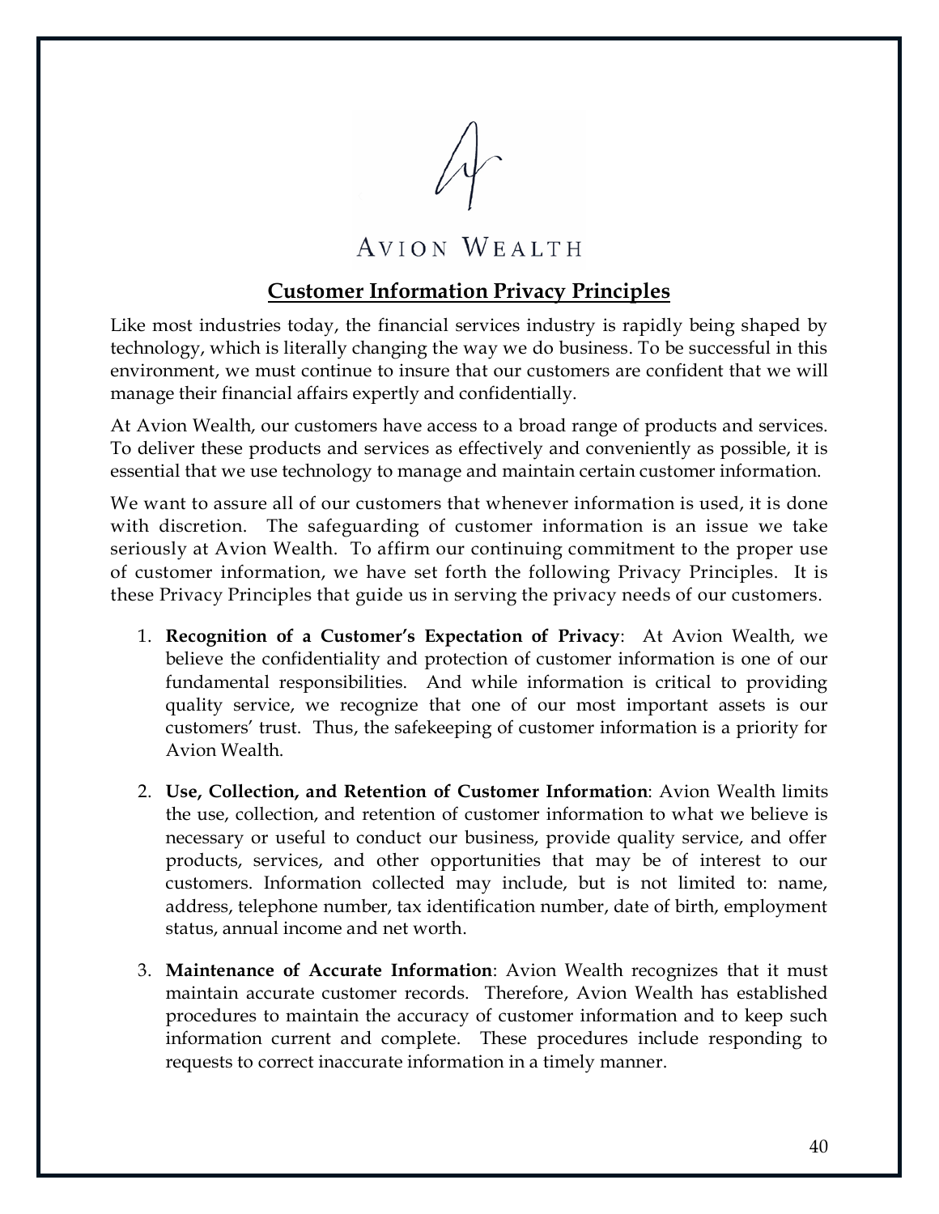AVION WEALTH

## Customer Information Privacy Principles

Like most industries today, the financial services industry is rapidly being shaped by technology, which is literally changing the way we do business. To be successful in this environment, we must continue to insure that our customers are confident that we will manage their financial affairs expertly and confidentially.

At Avion Wealth, our customers have access to a broad range of products and services. To deliver these products and services as effectively and conveniently as possible, it is essential that we use technology to manage and maintain certain customer information.

We want to assure all of our customers that whenever information is used, it is done with discretion. The safeguarding of customer information is an issue we take seriously at Avion Wealth. To affirm our continuing commitment to the proper use of customer information, we have set forth the following Privacy Principles. It is these Privacy Principles that guide us in serving the privacy needs of our customers.

1. **Recognition of a Customer's Expectation of Privacy**: At Avion Wealth, we believe the confidentiality and protection of customer information is one of our fundamental responsibilities. And while information is critical to providing quality service, we recognize that one of our most important assets is our customers' trust. Thus, the safekeeping of customer information is a priority for Avion Wealth.

2. **Use, Collection, and Retention of Customer Information**: Avion Wealth limits the use, collection, and retention of customer information to what we believe is necessary or useful to conduct our business, provide quality service, and offer products, services, and other opportunities that may be of interest to our customers. Information collected may include, but is not limited to: name, address, telephone number, tax identification number, date of birth, employment status, annual income and net worth.

3. **Maintenance of Accurate Information**: Avion Wealth recognizes that it must maintain accurate customer records. Therefore, Avion Wealth has established procedures to maintain the accuracy of customer information and to keep such information current and complete. These procedures include responding to requests to correct inaccurate information in a timely manner.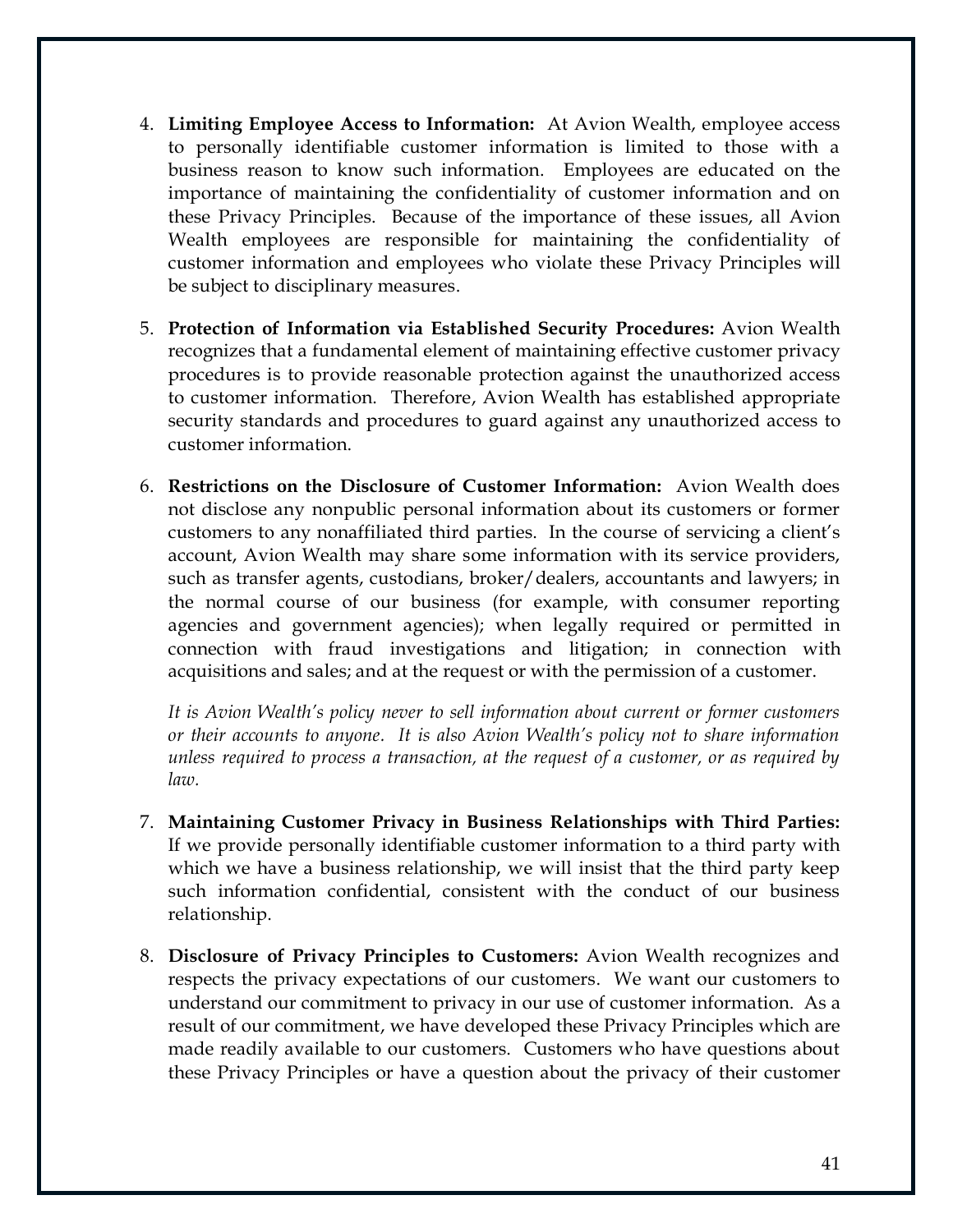4. **Limiting Employee Access to Information:** At Avion Wealth, employee access to personally identifiable customer information is limited to those with a business reason to know such information. Employees are educated on the importance of maintaining the confidentiality of customer information and on these Privacy Principles. Because of the importance of these issues, all Avion Wealth employees are responsible for maintaining the confidentiality of customer information and employees who violate these Privacy Principles will be subject to disciplinary measures.

5. **Protection of Information via Established Security Procedures:** Avion Wealth recognizes that a fundamental element of maintaining effective customer privacy procedures is to provide reasonable protection against the unauthorized access to customer information. Therefore, Avion Wealth has established appropriate security standards and procedures to guard against any unauthorized access to customer information.

6. **Restrictions on the Disclosure of Customer Information:** Avion Wealth does not disclose any nonpublic personal information about its customers or former customers to any nonaffiliated third parties. In the course of servicing a client's account, Avion Wealth may share some information with its service providers, such as transfer agents, custodians, broker/dealers, accountants and lawyers; in the normal course of our business (for example, with consumer reporting agencies and government agencies); when legally required or permitted in connection with fraud investigations and litigation; in connection with acquisitions and sales; and at the request or with the permission of a customer.

   *It is Avion Wealth's policy never to sell information about current or former customers or their accounts to anyone. It is also Avion Wealth's policy not to share information unless required to process a transaction, at the request of a customer, or as required by law.*

7. **Maintaining Customer Privacy in Business Relationships with Third Parties:** If we provide personally identifiable customer information to a third party with which we have a business relationship, we will insist that the third party keep such information confidential, consistent with the conduct of our business relationship.

8. **Disclosure of Privacy Principles to Customers:** Avion Wealth recognizes and respects the privacy expectations of our customers. We want our customers to understand our commitment to privacy in our use of customer information. As a result of our commitment, we have developed these Privacy Principles which are made readily available to our customers. Customers who have questions about these Privacy Principles or have a question about the privacy of their customer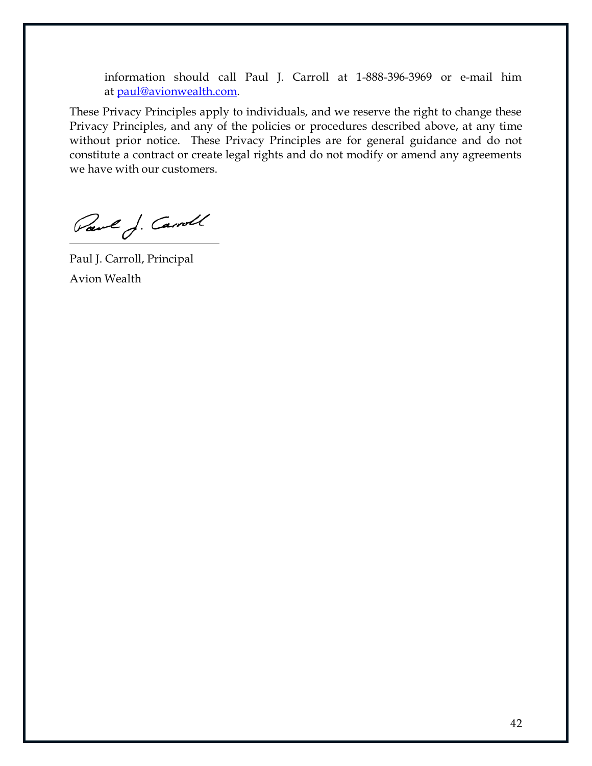information should call Paul J. Carroll at 1-888-396-3969 or e-mail him at [paul@avionwealth.com](mailto:paul@avionwealth.com).

These Privacy Principles apply to individuals, and we reserve the right to change these Privacy Principles, and any of the policies or procedures described above, at any time without prior notice. These Privacy Principles are for general guidance and do not constitute a contract or create legal rights and do not modify or amend any agreements we have with our customers.

Paul J. Carroll

\_\_\_\_\_\_\_\_\_\_\_\_\_\_\_\_\_\_\_\_\_\_\_\_\_\_\_\_

Paul J. Carroll, Principal

Avion Wealth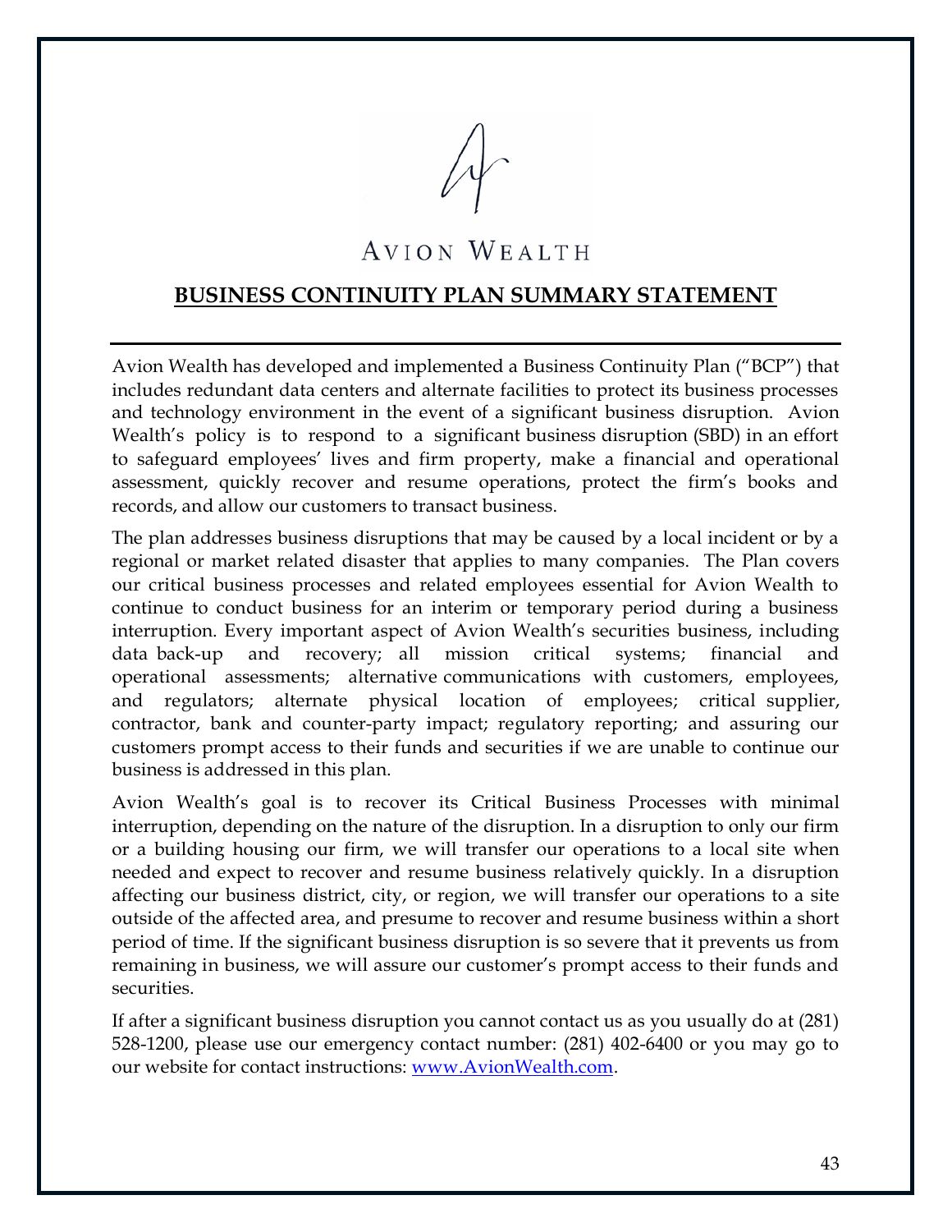AVION WEALTH

# BUSINESS CONTINUITY PLAN SUMMARY STATEMENT

Avion Wealth has developed and implemented a Business Continuity Plan ("BCP") that includes redundant data centers and alternate facilities to protect its business processes and technology environment in the event of a significant business disruption. Avion Wealth's policy is to respond to a significant business disruption (SBD) in an effort to safeguard employees' lives and firm property, make a financial and operational assessment, quickly recover and resume operations, protect the firm's books and records, and allow our customers to transact business.

The plan addresses business disruptions that may be caused by a local incident or by a regional or market related disaster that applies to many companies. The Plan covers our critical business processes and related employees essential for Avion Wealth to continue to conduct business for an interim or temporary period during a business interruption. Every important aspect of Avion Wealth's securities business, including data back-up and recovery; all mission critical systems; financial and operational assessments; alternative communications with customers, employees, and regulators; alternate physical location of employees; critical supplier, contractor, bank and counter-party impact; regulatory reporting; and assuring our customers prompt access to their funds and securities if we are unable to continue our business is addressed in this plan.

Avion Wealth's goal is to recover its Critical Business Processes with minimal interruption, depending on the nature of the disruption. In a disruption to only our firm or a building housing our firm, we will transfer our operations to a local site when needed and expect to recover and resume business relatively quickly. In a disruption affecting our business district, city, or region, we will transfer our operations to a site outside of the affected area, and presume to recover and resume business within a short period of time. If the significant business disruption is so severe that it prevents us from remaining in business, we will assure our customer's prompt access to their funds and securities.

If after a significant business disruption you cannot contact us as you usually do at (281) 528-1200, please use our emergency contact number: (281) 402-6400 or you may go to our website for contact instructions: www.AvionWealth.com.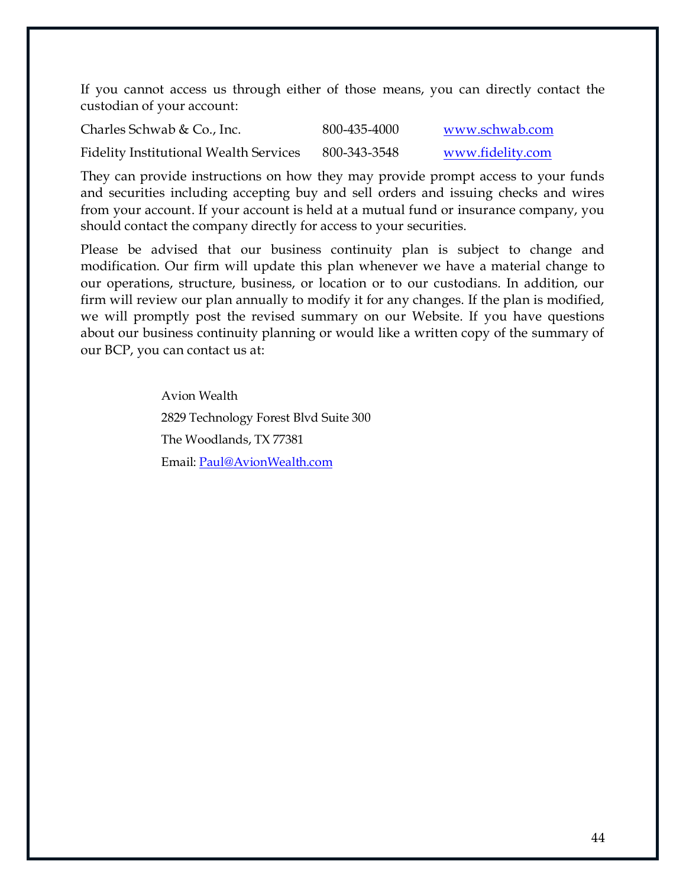If you cannot access us through either of those means, you can directly contact the custodian of your account:

| | | |
|---|---|---|
| Charles Schwab & Co., Inc. | 800-435-4000 | www.schwab.com |
| Fidelity Institutional Wealth Services | 800-343-3548 | www.fidelity.com |

They can provide instructions on how they may provide prompt access to your funds and securities including accepting buy and sell orders and issuing checks and wires from your account. If your account is held at a mutual fund or insurance company, you should contact the company directly for access to your securities.

Please be advised that our business continuity plan is subject to change and modification. Our firm will update this plan whenever we have a material change to our operations, structure, business, or location or to our custodians. In addition, our firm will review our plan annually to modify it for any changes. If the plan is modified, we will promptly post the revised summary on our Website. If you have questions about our business continuity planning or would like a written copy of the summary of our BCP, you can contact us at:

Avion Wealth
2829 Technology Forest Blvd Suite 300
The Woodlands, TX 77381
Email: Paul@AvionWealth.com